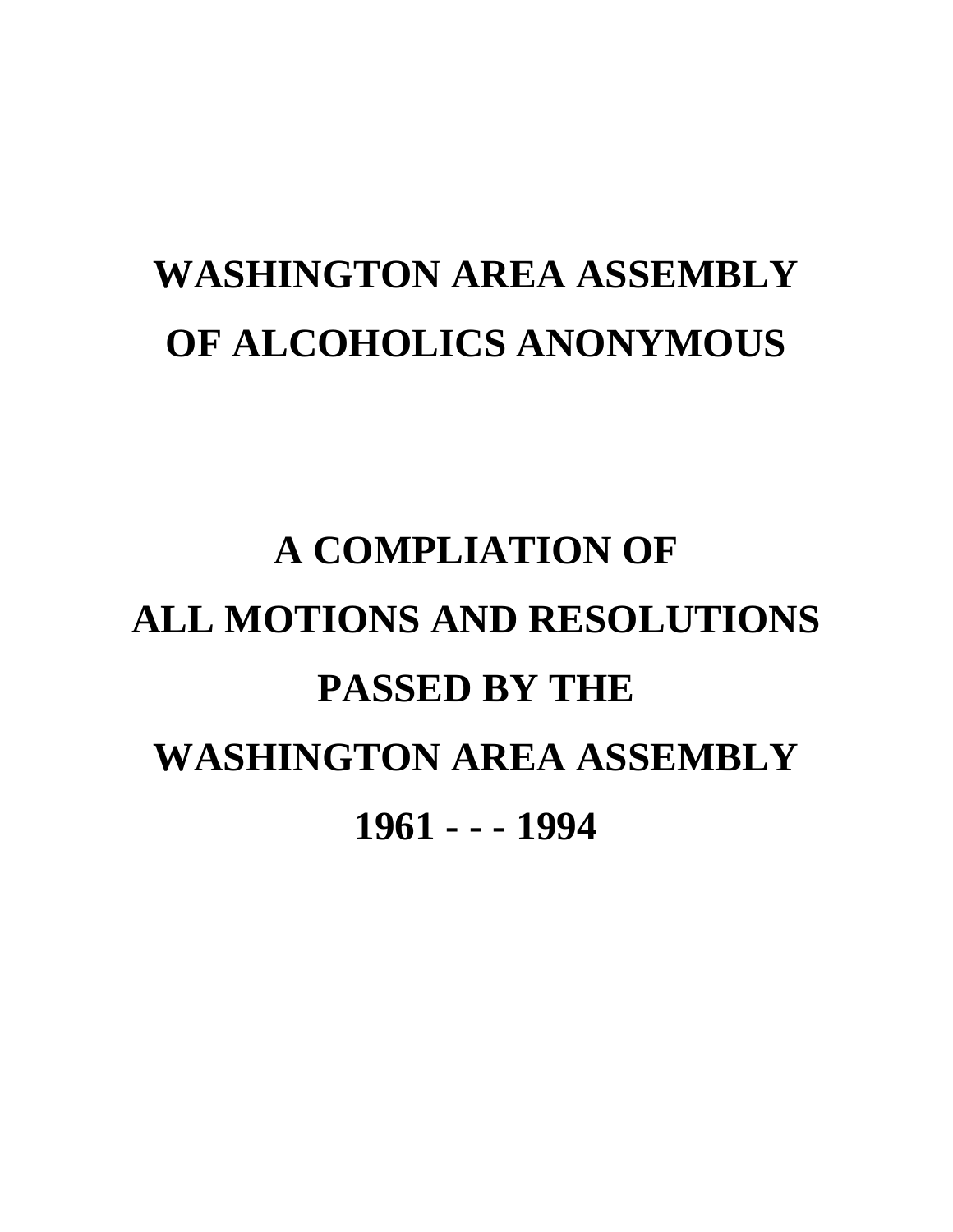# WASHINGTON AREA ASSEMBLY OF ALCOHOLICS ANONYMOUS

## A COMPLIATION OF ALL MOTIONS AND RESOLUTIONS PASSED BY THE WASHINGTON AREA ASSEMBLY

## 1961 - - - 1994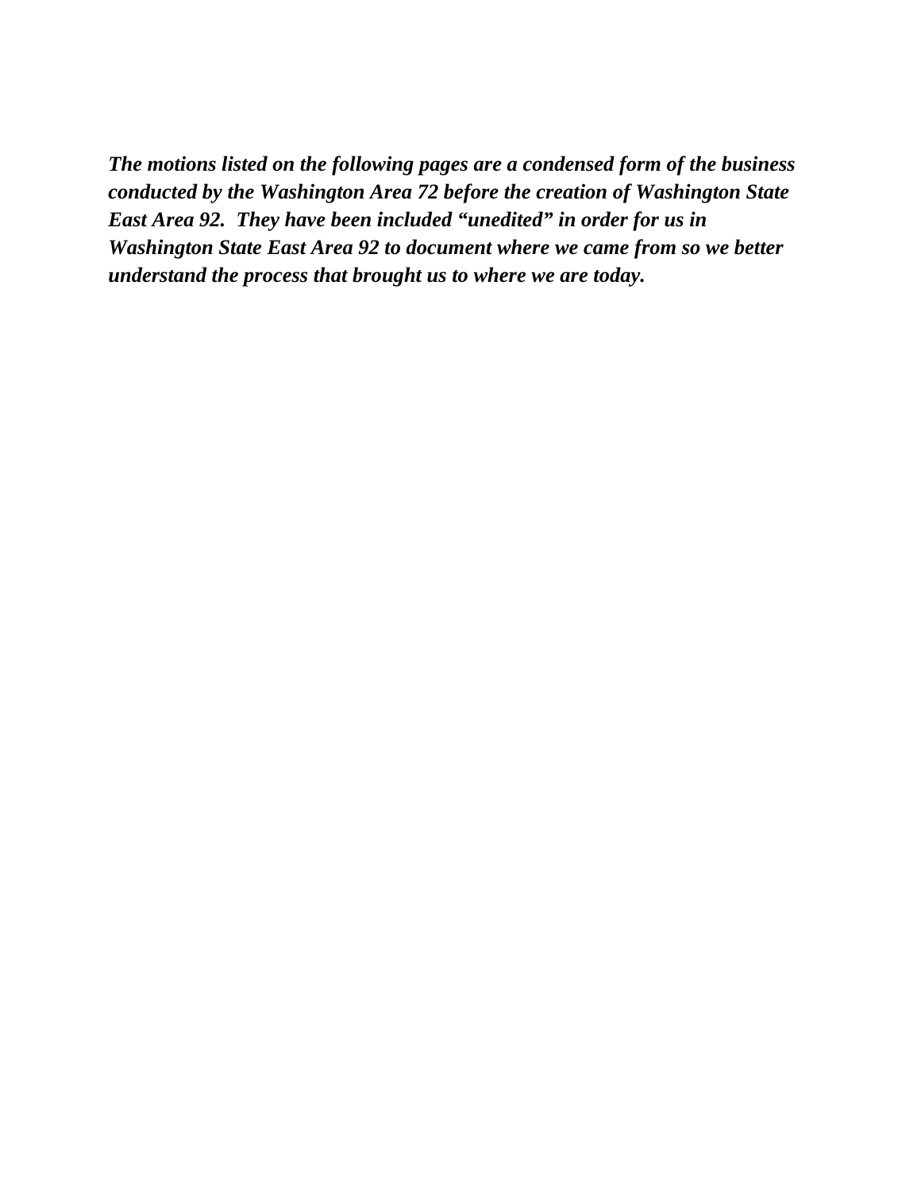***The motions listed on the following pages are a condensed form of the business conducted by the Washington Area 72 before the creation of Washington State East Area 92. They have been included "unedited" in order for us in Washington State East Area 92 to document where we came from so we better understand the process that brought us to where we are today.***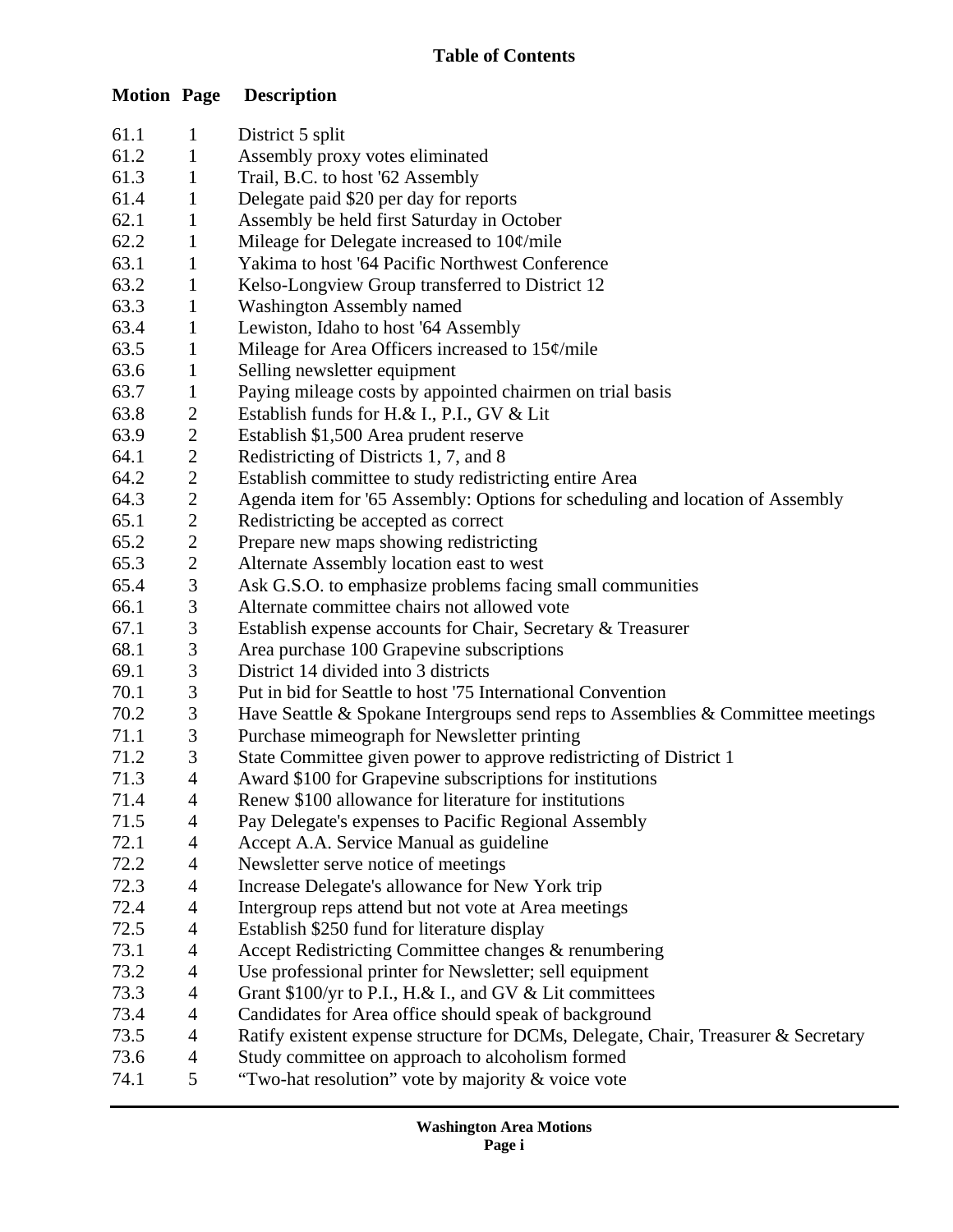# Table of Contents

| Motion | Page | Description |
|---|---|---|
| 61.1 | 1 | District 5 split |
| 61.2 | 1 | Assembly proxy votes eliminated |
| 61.3 | 1 | Trail, B.C. to host '62 Assembly |
| 61.4 | 1 | Delegate paid $20 per day for reports |
| 62.1 | 1 | Assembly be held first Saturday in October |
| 62.2 | 1 | Mileage for Delegate increased to 10¢/mile |
| 63.1 | 1 | Yakima to host '64 Pacific Northwest Conference |
| 63.2 | 1 | Kelso-Longview Group transferred to District 12 |
| 63.3 | 1 | Washington Assembly named |
| 63.4 | 1 | Lewiston, Idaho to host '64 Assembly |
| 63.5 | 1 | Mileage for Area Officers increased to 15¢/mile |
| 63.6 | 1 | Selling newsletter equipment |
| 63.7 | 1 | Paying mileage costs by appointed chairmen on trial basis |
| 63.8 | 2 | Establish funds for H.& I., P.I., GV & Lit |
| 63.9 | 2 | Establish $1,500 Area prudent reserve |
| 64.1 | 2 | Redistricting of Districts 1, 7, and 8 |
| 64.2 | 2 | Establish committee to study redistricting entire Area |
| 64.3 | 2 | Agenda item for '65 Assembly: Options for scheduling and location of Assembly |
| 65.1 | 2 | Redistricting be accepted as correct |
| 65.2 | 2 | Prepare new maps showing redistricting |
| 65.3 | 2 | Alternate Assembly location east to west |
| 65.4 | 3 | Ask G.S.O. to emphasize problems facing small communities |
| 66.1 | 3 | Alternate committee chairs not allowed vote |
| 67.1 | 3 | Establish expense accounts for Chair, Secretary & Treasurer |
| 68.1 | 3 | Area purchase 100 Grapevine subscriptions |
| 69.1 | 3 | District 14 divided into 3 districts |
| 70.1 | 3 | Put in bid for Seattle to host '75 International Convention |
| 70.2 | 3 | Have Seattle & Spokane Intergroups send reps to Assemblies & Committee meetings |
| 71.1 | 3 | Purchase mimeograph for Newsletter printing |
| 71.2 | 3 | State Committee given power to approve redistricting of District 1 |
| 71.3 | 4 | Award $100 for Grapevine subscriptions for institutions |
| 71.4 | 4 | Renew $100 allowance for literature for institutions |
| 71.5 | 4 | Pay Delegate's expenses to Pacific Regional Assembly |
| 72.1 | 4 | Accept A.A. Service Manual as guideline |
| 72.2 | 4 | Newsletter serve notice of meetings |
| 72.3 | 4 | Increase Delegate's allowance for New York trip |
| 72.4 | 4 | Intergroup reps attend but not vote at Area meetings |
| 72.5 | 4 | Establish $250 fund for literature display |
| 73.1 | 4 | Accept Redistricting Committee changes & renumbering |
| 73.2 | 4 | Use professional printer for Newsletter; sell equipment |
| 73.3 | 4 | Grant $100/yr to P.I., H.& I., and GV & Lit committees |
| 73.4 | 4 | Candidates for Area office should speak of background |
| 73.5 | 4 | Ratify existent expense structure for DCMs, Delegate, Chair, Treasurer & Secretary |
| 73.6 | 4 | Study committee on approach to alcoholism formed |
| 74.1 | 5 | "Two-hat resolution" vote by majority & voice vote |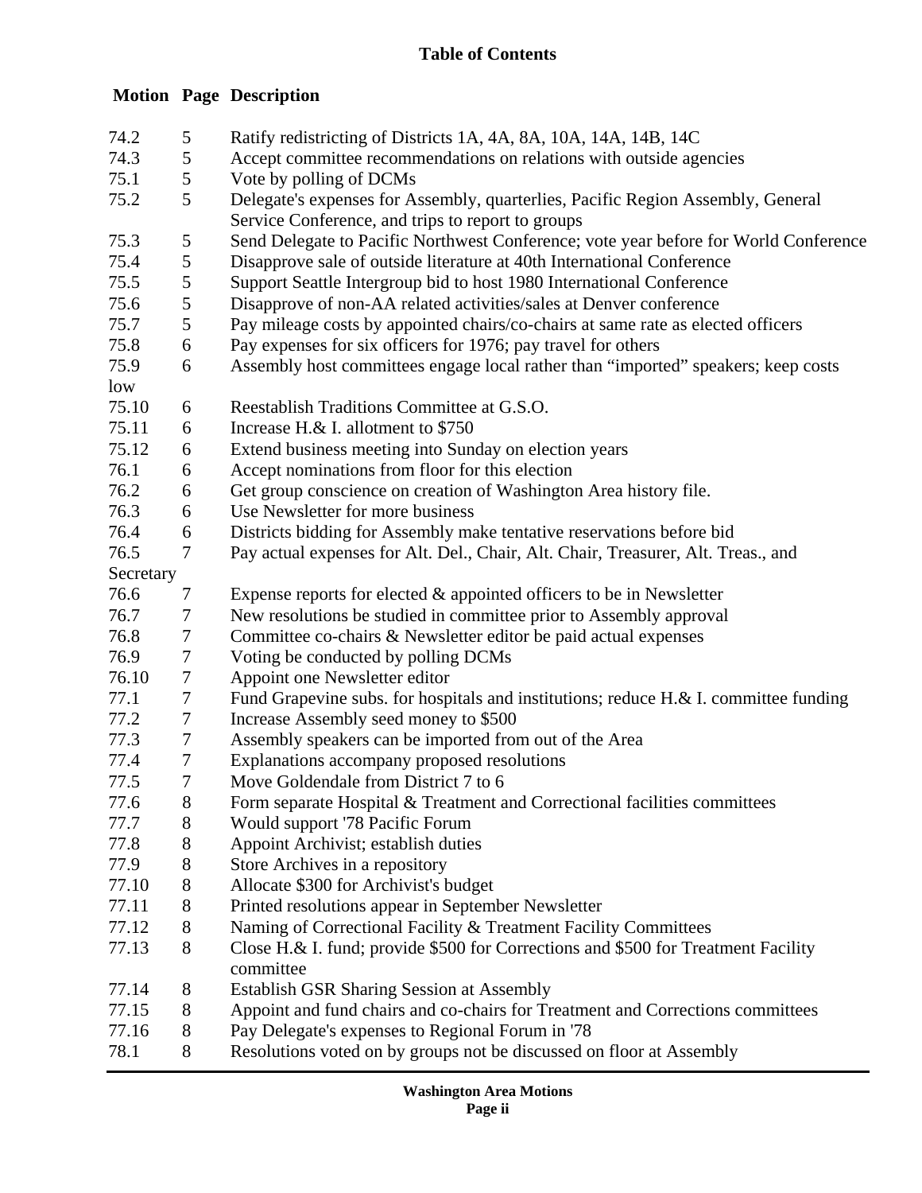## Table of Contents

| Motion | Page | Description |
|---|---|---|
| 74.2 | 5 | Ratify redistricting of Districts 1A, 4A, 8A, 10A, 14A, 14B, 14C |
| 74.3 | 5 | Accept committee recommendations on relations with outside agencies |
| 75.1 | 5 | Vote by polling of DCMs |
| 75.2 | 5 | Delegate's expenses for Assembly, quarterlies, Pacific Region Assembly, General Service Conference, and trips to report to groups |
| 75.3 | 5 | Send Delegate to Pacific Northwest Conference; vote year before for World Conference |
| 75.4 | 5 | Disapprove sale of outside literature at 40th International Conference |
| 75.5 | 5 | Support Seattle Intergroup bid to host 1980 International Conference |
| 75.6 | 5 | Disapprove of non-AA related activities/sales at Denver conference |
| 75.7 | 5 | Pay mileage costs by appointed chairs/co-chairs at same rate as elected officers |
| 75.8 | 6 | Pay expenses for six officers for 1976; pay travel for others |
| 75.9 | 6 | Assembly host committees engage local rather than "imported" speakers; keep costs low |
| 75.10 | 6 | Reestablish Traditions Committee at G.S.O. |
| 75.11 | 6 | Increase H.& I. allotment to $750 |
| 75.12 | 6 | Extend business meeting into Sunday on election years |
| 76.1 | 6 | Accept nominations from floor for this election |
| 76.2 | 6 | Get group conscience on creation of Washington Area history file. |
| 76.3 | 6 | Use Newsletter for more business |
| 76.4 | 6 | Districts bidding for Assembly make tentative reservations before bid |
| 76.5 | 7 | Pay actual expenses for Alt. Del., Chair, Alt. Chair, Treasurer, Alt. Treas., and Secretary |
| 76.6 | 7 | Expense reports for elected & appointed officers to be in Newsletter |
| 76.7 | 7 | New resolutions be studied in committee prior to Assembly approval |
| 76.8 | 7 | Committee co-chairs & Newsletter editor be paid actual expenses |
| 76.9 | 7 | Voting be conducted by polling DCMs |
| 76.10 | 7 | Appoint one Newsletter editor |
| 77.1 | 7 | Fund Grapevine subs. for hospitals and institutions; reduce H.& I. committee funding |
| 77.2 | 7 | Increase Assembly seed money to $500 |
| 77.3 | 7 | Assembly speakers can be imported from out of the Area |
| 77.4 | 7 | Explanations accompany proposed resolutions |
| 77.5 | 7 | Move Goldendale from District 7 to 6 |
| 77.6 | 8 | Form separate Hospital & Treatment and Correctional facilities committees |
| 77.7 | 8 | Would support '78 Pacific Forum |
| 77.8 | 8 | Appoint Archivist; establish duties |
| 77.9 | 8 | Store Archives in a repository |
| 77.10 | 8 | Allocate $300 for Archivist's budget |
| 77.11 | 8 | Printed resolutions appear in September Newsletter |
| 77.12 | 8 | Naming of Correctional Facility & Treatment Facility Committees |
| 77.13 | 8 | Close H.& I. fund; provide $500 for Corrections and $500 for Treatment Facility committee |
| 77.14 | 8 | Establish GSR Sharing Session at Assembly |
| 77.15 | 8 | Appoint and fund chairs and co-chairs for Treatment and Corrections committees |
| 77.16 | 8 | Pay Delegate's expenses to Regional Forum in '78 |
| 78.1 | 8 | Resolutions voted on by groups not be discussed on floor at Assembly |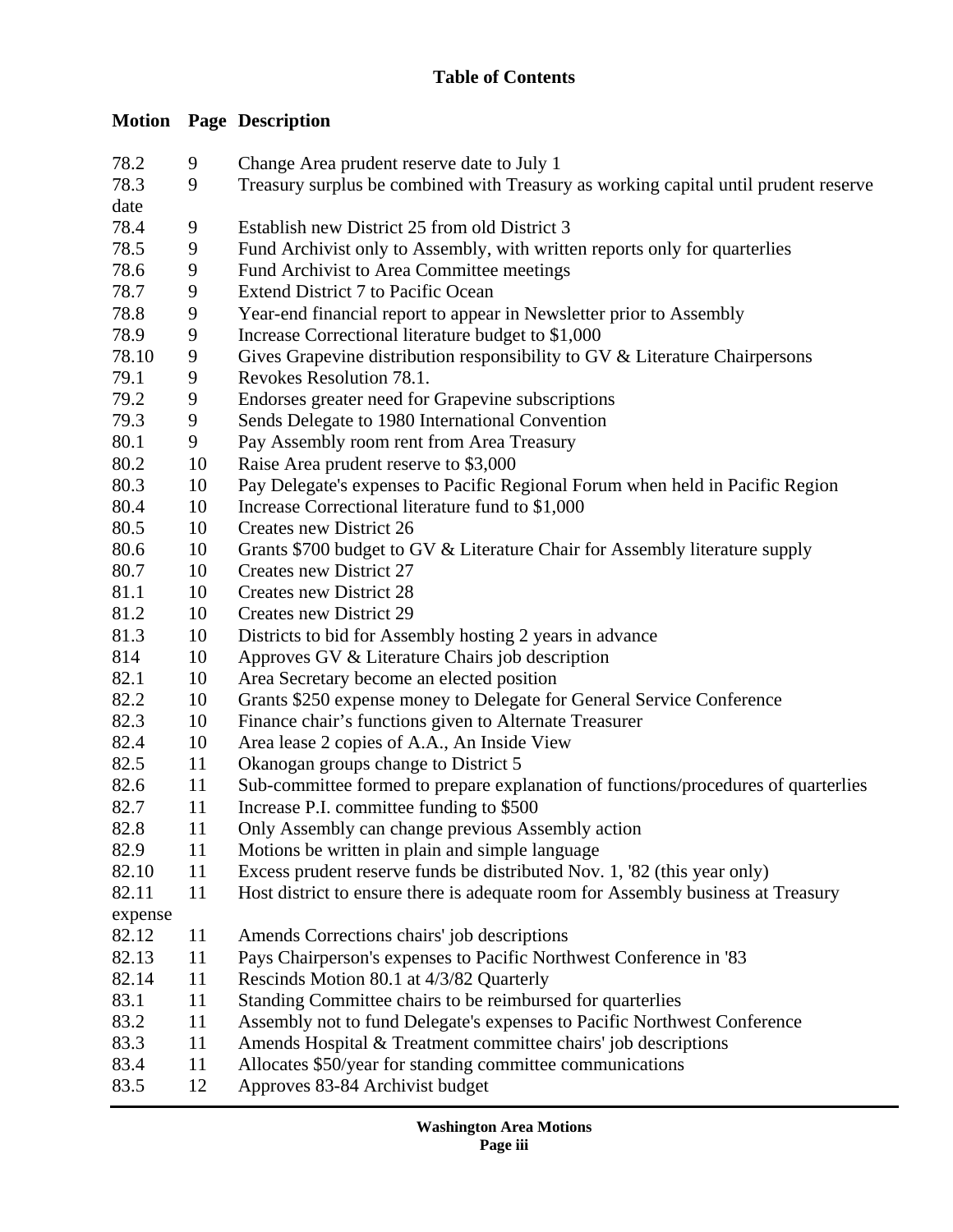**Table of Contents**

| Motion | Page | Description |
|---|---|---|
| 78.2 | 9 | Change Area prudent reserve date to July 1 |
| 78.3 | 9 | Treasury surplus be combined with Treasury as working capital until prudent reserve date |
| 78.4 | 9 | Establish new District 25 from old District 3 |
| 78.5 | 9 | Fund Archivist only to Assembly, with written reports only for quarterlies |
| 78.6 | 9 | Fund Archivist to Area Committee meetings |
| 78.7 | 9 | Extend District 7 to Pacific Ocean |
| 78.8 | 9 | Year-end financial report to appear in Newsletter prior to Assembly |
| 78.9 | 9 | Increase Correctional literature budget to $1,000 |
| 78.10 | 9 | Gives Grapevine distribution responsibility to GV & Literature Chairpersons |
| 79.1 | 9 | Revokes Resolution 78.1. |
| 79.2 | 9 | Endorses greater need for Grapevine subscriptions |
| 79.3 | 9 | Sends Delegate to 1980 International Convention |
| 80.1 | 9 | Pay Assembly room rent from Area Treasury |
| 80.2 | 10 | Raise Area prudent reserve to $3,000 |
| 80.3 | 10 | Pay Delegate's expenses to Pacific Regional Forum when held in Pacific Region |
| 80.4 | 10 | Increase Correctional literature fund to $1,000 |
| 80.5 | 10 | Creates new District 26 |
| 80.6 | 10 | Grants $700 budget to GV & Literature Chair for Assembly literature supply |
| 80.7 | 10 | Creates new District 27 |
| 81.1 | 10 | Creates new District 28 |
| 81.2 | 10 | Creates new District 29 |
| 81.3 | 10 | Districts to bid for Assembly hosting 2 years in advance |
| 814 | 10 | Approves GV & Literature Chairs job description |
| 82.1 | 10 | Area Secretary become an elected position |
| 82.2 | 10 | Grants $250 expense money to Delegate for General Service Conference |
| 82.3 | 10 | Finance chair's functions given to Alternate Treasurer |
| 82.4 | 10 | Area lease 2 copies of A.A., An Inside View |
| 82.5 | 11 | Okanogan groups change to District 5 |
| 82.6 | 11 | Sub-committee formed to prepare explanation of functions/procedures of quarterlies |
| 82.7 | 11 | Increase P.I. committee funding to $500 |
| 82.8 | 11 | Only Assembly can change previous Assembly action |
| 82.9 | 11 | Motions be written in plain and simple language |
| 82.10 | 11 | Excess prudent reserve funds be distributed Nov. 1, '82 (this year only) |
| 82.11 | 11 | Host district to ensure there is adequate room for Assembly business at Treasury expense |
| 82.12 | 11 | Amends Corrections chairs' job descriptions |
| 82.13 | 11 | Pays Chairperson's expenses to Pacific Northwest Conference in '83 |
| 82.14 | 11 | Rescinds Motion 80.1 at 4/3/82 Quarterly |
| 83.1 | 11 | Standing Committee chairs to be reimbursed for quarterlies |
| 83.2 | 11 | Assembly not to fund Delegate's expenses to Pacific Northwest Conference |
| 83.3 | 11 | Amends Hospital & Treatment committee chairs' job descriptions |
| 83.4 | 11 | Allocates $50/year for standing committee communications |
| 83.5 | 12 | Approves 83-84 Archivist budget |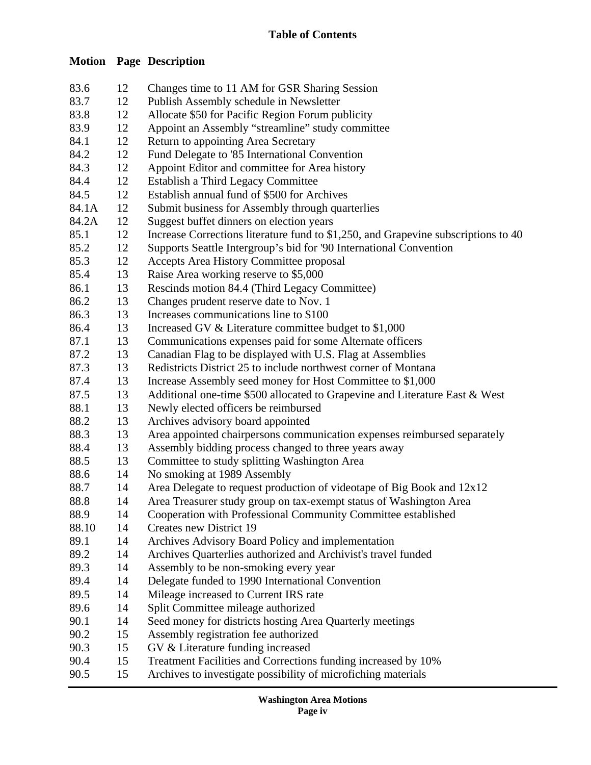## Table of Contents

| Motion | Page | Description |
|---|---|---|
| 83.6 | 12 | Changes time to 11 AM for GSR Sharing Session |
| 83.7 | 12 | Publish Assembly schedule in Newsletter |
| 83.8 | 12 | Allocate $50 for Pacific Region Forum publicity |
| 83.9 | 12 | Appoint an Assembly "streamline" study committee |
| 84.1 | 12 | Return to appointing Area Secretary |
| 84.2 | 12 | Fund Delegate to '85 International Convention |
| 84.3 | 12 | Appoint Editor and committee for Area history |
| 84.4 | 12 | Establish a Third Legacy Committee |
| 84.5 | 12 | Establish annual fund of $500 for Archives |
| 84.1A | 12 | Submit business for Assembly through quarterlies |
| 84.2A | 12 | Suggest buffet dinners on election years |
| 85.1 | 12 | Increase Corrections literature fund to $1,250, and Grapevine subscriptions to 40 |
| 85.2 | 12 | Supports Seattle Intergroup's bid for '90 International Convention |
| 85.3 | 12 | Accepts Area History Committee proposal |
| 85.4 | 13 | Raise Area working reserve to $5,000 |
| 86.1 | 13 | Rescinds motion 84.4 (Third Legacy Committee) |
| 86.2 | 13 | Changes prudent reserve date to Nov. 1 |
| 86.3 | 13 | Increases communications line to $100 |
| 86.4 | 13 | Increased GV & Literature committee budget to $1,000 |
| 87.1 | 13 | Communications expenses paid for some Alternate officers |
| 87.2 | 13 | Canadian Flag to be displayed with U.S. Flag at Assemblies |
| 87.3 | 13 | Redistricts District 25 to include northwest corner of Montana |
| 87.4 | 13 | Increase Assembly seed money for Host Committee to $1,000 |
| 87.5 | 13 | Additional one-time $500 allocated to Grapevine and Literature East & West |
| 88.1 | 13 | Newly elected officers be reimbursed |
| 88.2 | 13 | Archives advisory board appointed |
| 88.3 | 13 | Area appointed chairpersons communication expenses reimbursed separately |
| 88.4 | 13 | Assembly bidding process changed to three years away |
| 88.5 | 13 | Committee to study splitting Washington Area |
| 88.6 | 14 | No smoking at 1989 Assembly |
| 88.7 | 14 | Area Delegate to request production of videotape of Big Book and 12x12 |
| 88.8 | 14 | Area Treasurer study group on tax-exempt status of Washington Area |
| 88.9 | 14 | Cooperation with Professional Community Committee established |
| 88.10 | 14 | Creates new District 19 |
| 89.1 | 14 | Archives Advisory Board Policy and implementation |
| 89.2 | 14 | Archives Quarterlies authorized and Archivist's travel funded |
| 89.3 | 14 | Assembly to be non-smoking every year |
| 89.4 | 14 | Delegate funded to 1990 International Convention |
| 89.5 | 14 | Mileage increased to Current IRS rate |
| 89.6 | 14 | Split Committee mileage authorized |
| 90.1 | 14 | Seed money for districts hosting Area Quarterly meetings |
| 90.2 | 15 | Assembly registration fee authorized |
| 90.3 | 15 | GV & Literature funding increased |
| 90.4 | 15 | Treatment Facilities and Corrections funding increased by 10% |
| 90.5 | 15 | Archives to investigate possibility of microfiching materials |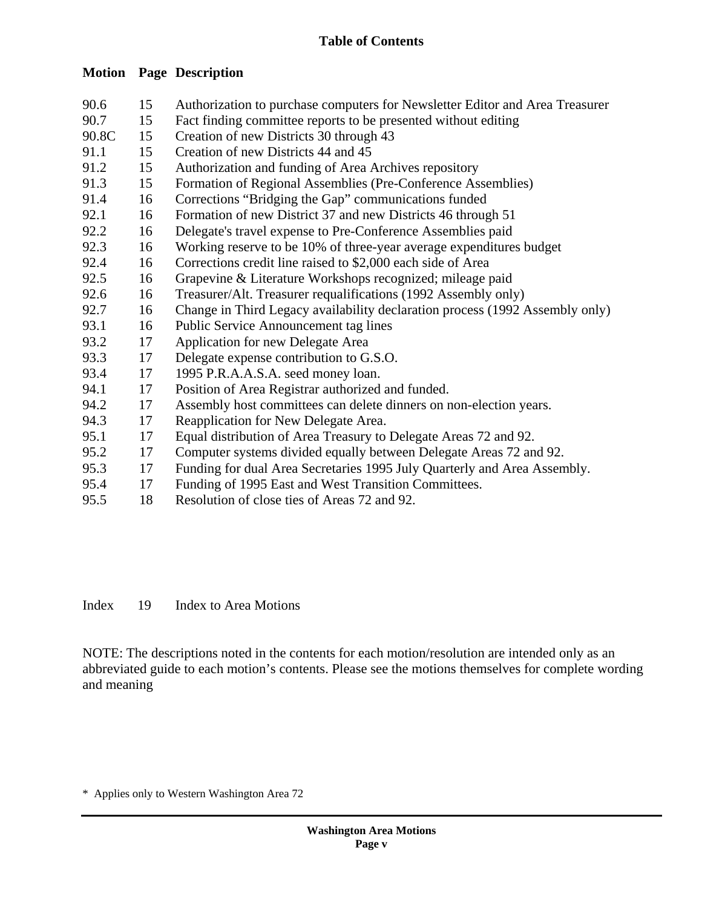## Table of Contents

| Motion | Page | Description |
|---|---|---|
| 90.6 | 15 | Authorization to purchase computers for Newsletter Editor and Area Treasurer |
| 90.7 | 15 | Fact finding committee reports to be presented without editing |
| 90.8C | 15 | Creation of new Districts 30 through 43 |
| 91.1 | 15 | Creation of new Districts 44 and 45 |
| 91.2 | 15 | Authorization and funding of Area Archives repository |
| 91.3 | 15 | Formation of Regional Assemblies (Pre-Conference Assemblies) |
| 91.4 | 16 | Corrections "Bridging the Gap" communications funded |
| 92.1 | 16 | Formation of new District 37 and new Districts 46 through 51 |
| 92.2 | 16 | Delegate's travel expense to Pre-Conference Assemblies paid |
| 92.3 | 16 | Working reserve to be 10% of three-year average expenditures budget |
| 92.4 | 16 | Corrections credit line raised to $2,000 each side of Area |
| 92.5 | 16 | Grapevine & Literature Workshops recognized; mileage paid |
| 92.6 | 16 | Treasurer/Alt. Treasurer requalifications (1992 Assembly only) |
| 92.7 | 16 | Change in Third Legacy availability declaration process (1992 Assembly only) |
| 93.1 | 16 | Public Service Announcement tag lines |
| 93.2 | 17 | Application for new Delegate Area |
| 93.3 | 17 | Delegate expense contribution to G.S.O. |
| 93.4 | 17 | 1995 P.R.A.A.S.A. seed money loan. |
| 94.1 | 17 | Position of Area Registrar authorized and funded. |
| 94.2 | 17 | Assembly host committees can delete dinners on non-election years. |
| 94.3 | 17 | Reapplication for New Delegate Area. |
| 95.1 | 17 | Equal distribution of Area Treasury to Delegate Areas 72 and 92. |
| 95.2 | 17 | Computer systems divided equally between Delegate Areas 72 and 92. |
| 95.3 | 17 | Funding for dual Area Secretaries 1995 July Quarterly and Area Assembly. |
| 95.4 | 17 | Funding of 1995 East and West Transition Committees. |
| 95.5 | 18 | Resolution of close ties of Areas 72 and 92. |

| | | |
|---|---|---|
| Index | 19 | Index to Area Motions |

NOTE: The descriptions noted in the contents for each motion/resolution are intended only as an abbreviated guide to each motion's contents. Please see the motions themselves for complete wording and meaning

\* Applies only to Western Washington Area 72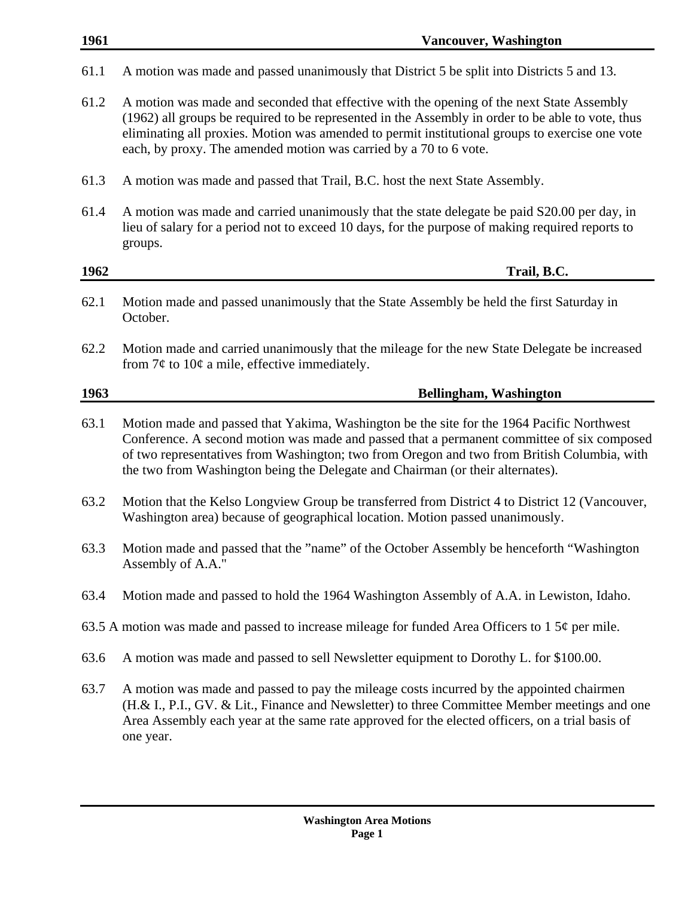## 1961 Vancouver, Washington

61.1 A motion was made and passed unanimously that District 5 be split into Districts 5 and 13.

61.2 A motion was made and seconded that effective with the opening of the next State Assembly (1962) all groups be required to be represented in the Assembly in order to be able to vote, thus eliminating all proxies. Motion was amended to permit institutional groups to exercise one vote each, by proxy. The amended motion was carried by a 70 to 6 vote.

61.3 A motion was made and passed that Trail, B.C. host the next State Assembly.

61.4 A motion was made and carried unanimously that the state delegate be paid S20.00 per day, in lieu of salary for a period not to exceed 10 days, for the purpose of making required reports to groups.

## 1962 Trail, B.C.

62.1 Motion made and passed unanimously that the State Assembly be held the first Saturday in October.

62.2 Motion made and carried unanimously that the mileage for the new State Delegate be increased from 7¢ to 10¢ a mile, effective immediately.

## 1963 Bellingham, Washington

63.1 Motion made and passed that Yakima, Washington be the site for the 1964 Pacific Northwest Conference. A second motion was made and passed that a permanent committee of six composed of two representatives from Washington; two from Oregon and two from British Columbia, with the two from Washington being the Delegate and Chairman (or their alternates).

63.2 Motion that the Kelso Longview Group be transferred from District 4 to District 12 (Vancouver, Washington area) because of geographical location. Motion passed unanimously.

63.3 Motion made and passed that the "name" of the October Assembly be henceforth "Washington Assembly of A.A."

63.4 Motion made and passed to hold the 1964 Washington Assembly of A.A. in Lewiston, Idaho.

63.5 A motion was made and passed to increase mileage for funded Area Officers to 1 5¢ per mile.

63.6 A motion was made and passed to sell Newsletter equipment to Dorothy L. for $100.00.

63.7 A motion was made and passed to pay the mileage costs incurred by the appointed chairmen (H.& I., P.I., GV. & Lit., Finance and Newsletter) to three Committee Member meetings and one Area Assembly each year at the same rate approved for the elected officers, on a trial basis of one year.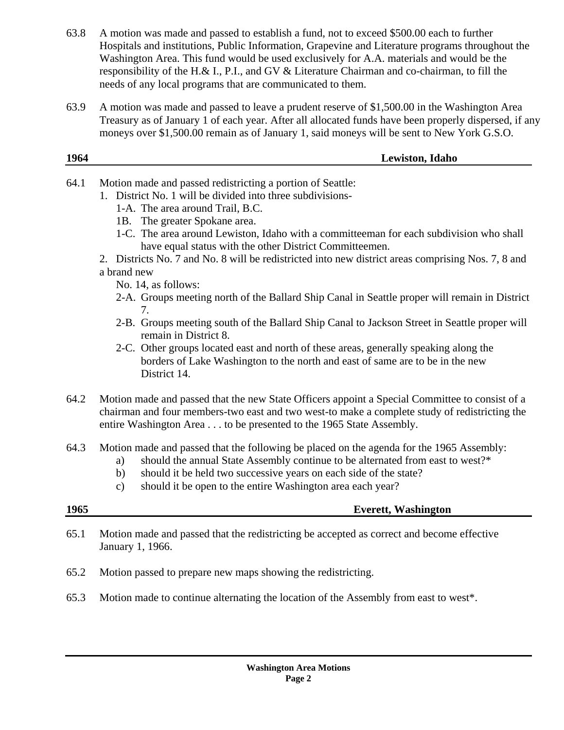63.8 A motion was made and passed to establish a fund, not to exceed $500.00 each to further Hospitals and institutions, Public Information, Grapevine and Literature programs throughout the Washington Area. This fund would be used exclusively for A.A. materials and would be the responsibility of the H.& I., P.I., and GV & Literature Chairman and co-chairman, to fill the needs of any local programs that are communicated to them.

63.9 A motion was made and passed to leave a prudent reserve of $1,500.00 in the Washington Area Treasury as of January 1 of each year. After all allocated funds have been properly dispersed, if any moneys over $1,500.00 remain as of January 1, said moneys will be sent to New York G.S.O.

## 1964 — Lewiston, Idaho

64.1 Motion made and passed redistricting a portion of Seattle:

1. District No. 1 will be divided into three subdivisions-
   - 1-A. The area around Trail, B.C.
   - 1B. The greater Spokane area.
   - 1-C. The area around Lewiston, Idaho with a committeeman for each subdivision who shall have equal status with the other District Committeemen.
2. Districts No. 7 and No. 8 will be redistricted into new district areas comprising Nos. 7, 8 and a brand new No. 14, as follows:
   - 2-A. Groups meeting north of the Ballard Ship Canal in Seattle proper will remain in District 7.
   - 2-B. Groups meeting south of the Ballard Ship Canal to Jackson Street in Seattle proper will remain in District 8.
   - 2-C. Other groups located east and north of these areas, generally speaking along the borders of Lake Washington to the north and east of same are to be in the new District 14.

64.2 Motion made and passed that the new State Officers appoint a Special Committee to consist of a chairman and four members-two east and two west-to make a complete study of redistricting the entire Washington Area . . . to be presented to the 1965 State Assembly.

64.3 Motion made and passed that the following be placed on the agenda for the 1965 Assembly:

- a) should the annual State Assembly continue to be alternated from east to west?*
- b) should it be held two successive years on each side of the state?
- c) should it be open to the entire Washington area each year?

## 1965 — Everett, Washington

65.1 Motion made and passed that the redistricting be accepted as correct and become effective January 1, 1966.

65.2 Motion passed to prepare new maps showing the redistricting.

65.3 Motion made to continue alternating the location of the Assembly from east to west*.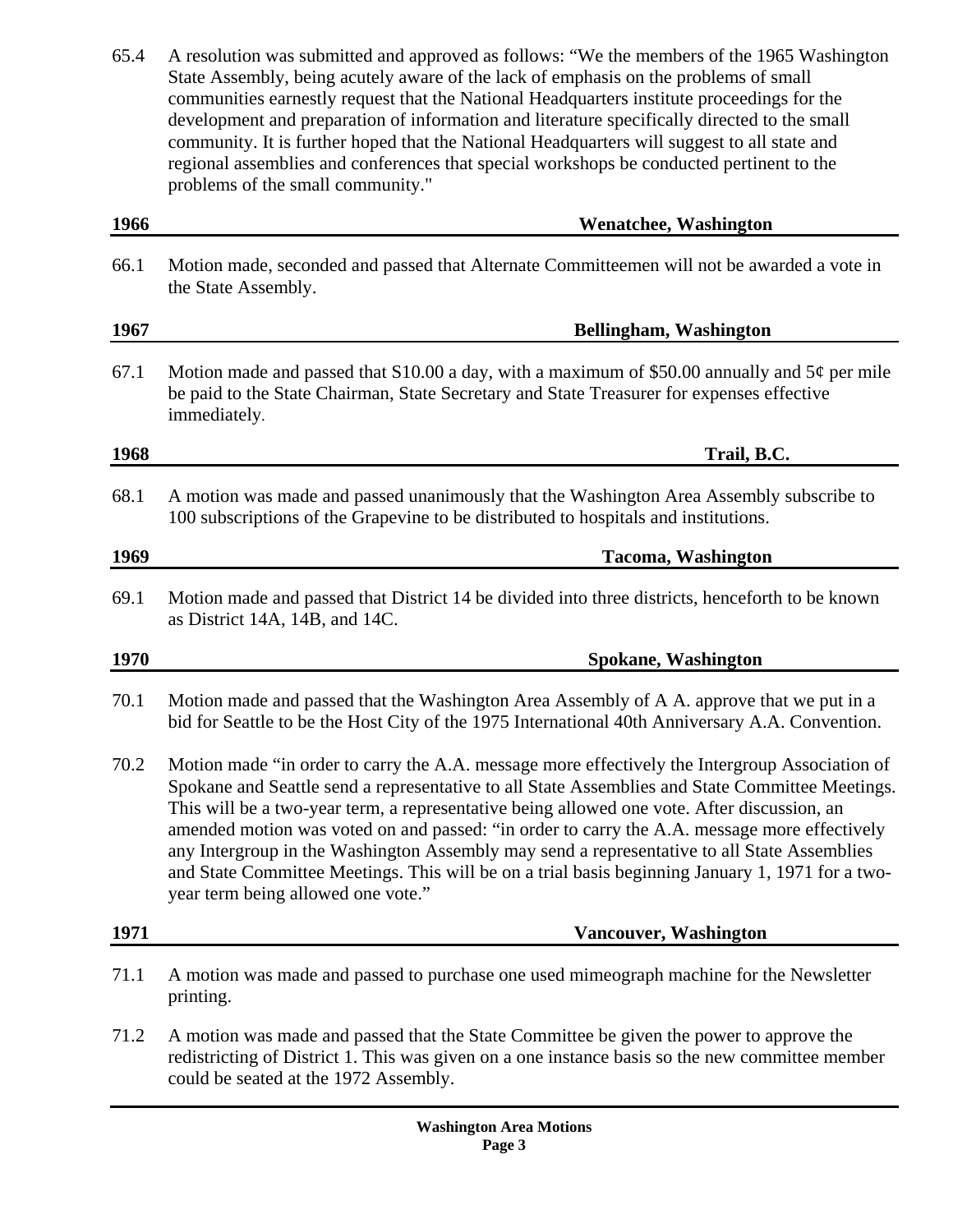65.4 A resolution was submitted and approved as follows: “We the members of the 1965 Washington State Assembly, being acutely aware of the lack of emphasis on the problems of small communities earnestly request that the National Headquarters institute proceedings for the development and preparation of information and literature specifically directed to the small community. It is further hoped that the National Headquarters will suggest to all state and regional assemblies and conferences that special workshops be conducted pertinent to the problems of the small community."

## 1966 — Wenatchee, Washington

66.1 Motion made, seconded and passed that Alternate Committeemen will not be awarded a vote in the State Assembly.

## 1967 — Bellingham, Washington

67.1 Motion made and passed that S10.00 a day, with a maximum of $50.00 annually and 5¢ per mile be paid to the State Chairman, State Secretary and State Treasurer for expenses effective immediately.

## 1968 — Trail, B.C.

68.1 A motion was made and passed unanimously that the Washington Area Assembly subscribe to 100 subscriptions of the Grapevine to be distributed to hospitals and institutions.

## 1969 — Tacoma, Washington

69.1 Motion made and passed that District 14 be divided into three districts, henceforth to be known as District 14A, 14B, and 14C.

## 1970 — Spokane, Washington

70.1 Motion made and passed that the Washington Area Assembly of A A. approve that we put in a bid for Seattle to be the Host City of the 1975 International 40th Anniversary A.A. Convention.

70.2 Motion made “in order to carry the A.A. message more effectively the Intergroup Association of Spokane and Seattle send a representative to all State Assemblies and State Committee Meetings. This will be a two-year term, a representative being allowed one vote. After discussion, an amended motion was voted on and passed: “in order to carry the A.A. message more effectively any Intergroup in the Washington Assembly may send a representative to all State Assemblies and State Committee Meetings. This will be on a trial basis beginning January 1, 1971 for a two-year term being allowed one vote.”

## 1971 — Vancouver, Washington

71.1 A motion was made and passed to purchase one used mimeograph machine for the Newsletter printing.

71.2 A motion was made and passed that the State Committee be given the power to approve the redistricting of District 1. This was given on a one instance basis so the new committee member could be seated at the 1972 Assembly.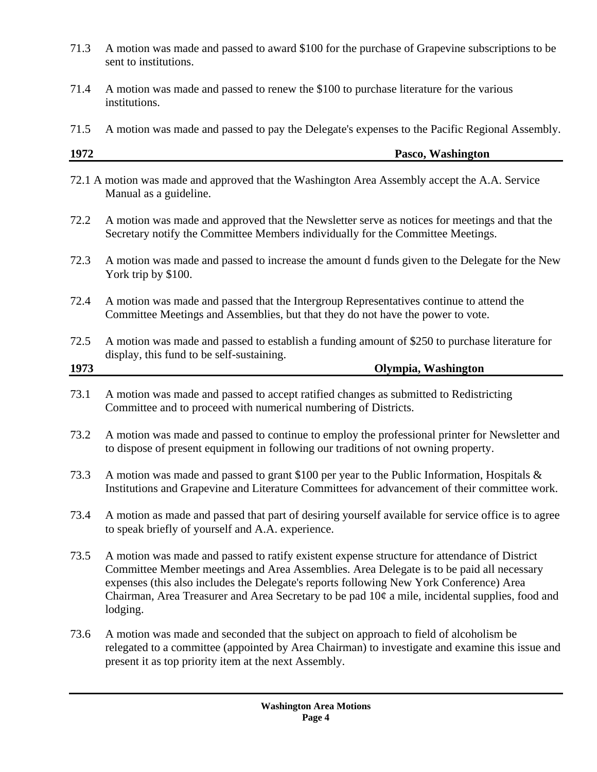71.3 A motion was made and passed to award $100 for the purchase of Grapevine subscriptions to be sent to institutions.

71.4 A motion was made and passed to renew the $100 to purchase literature for the various institutions.

71.5 A motion was made and passed to pay the Delegate's expenses to the Pacific Regional Assembly.

## 1972 — Pasco, Washington

72.1 A motion was made and approved that the Washington Area Assembly accept the A.A. Service Manual as a guideline.

72.2 A motion was made and approved that the Newsletter serve as notices for meetings and that the Secretary notify the Committee Members individually for the Committee Meetings.

72.3 A motion was made and passed to increase the amount d funds given to the Delegate for the New York trip by $100.

72.4 A motion was made and passed that the Intergroup Representatives continue to attend the Committee Meetings and Assemblies, but that they do not have the power to vote.

72.5 A motion was made and passed to establish a funding amount of $250 to purchase literature for display, this fund to be self-sustaining.

## 1973 — Olympia, Washington

73.1 A motion was made and passed to accept ratified changes as submitted to Redistricting Committee and to proceed with numerical numbering of Districts.

73.2 A motion was made and passed to continue to employ the professional printer for Newsletter and to dispose of present equipment in following our traditions of not owning property.

73.3 A motion was made and passed to grant $100 per year to the Public Information, Hospitals & Institutions and Grapevine and Literature Committees for advancement of their committee work.

73.4 A motion as made and passed that part of desiring yourself available for service office is to agree to speak briefly of yourself and A.A. experience.

73.5 A motion was made and passed to ratify existent expense structure for attendance of District Committee Member meetings and Area Assemblies. Area Delegate is to be paid all necessary expenses (this also includes the Delegate's reports following New York Conference) Area Chairman, Area Treasurer and Area Secretary to be pad 10¢ a mile, incidental supplies, food and lodging.

73.6 A motion was made and seconded that the subject on approach to field of alcoholism be relegated to a committee (appointed by Area Chairman) to investigate and examine this issue and present it as top priority item at the next Assembly.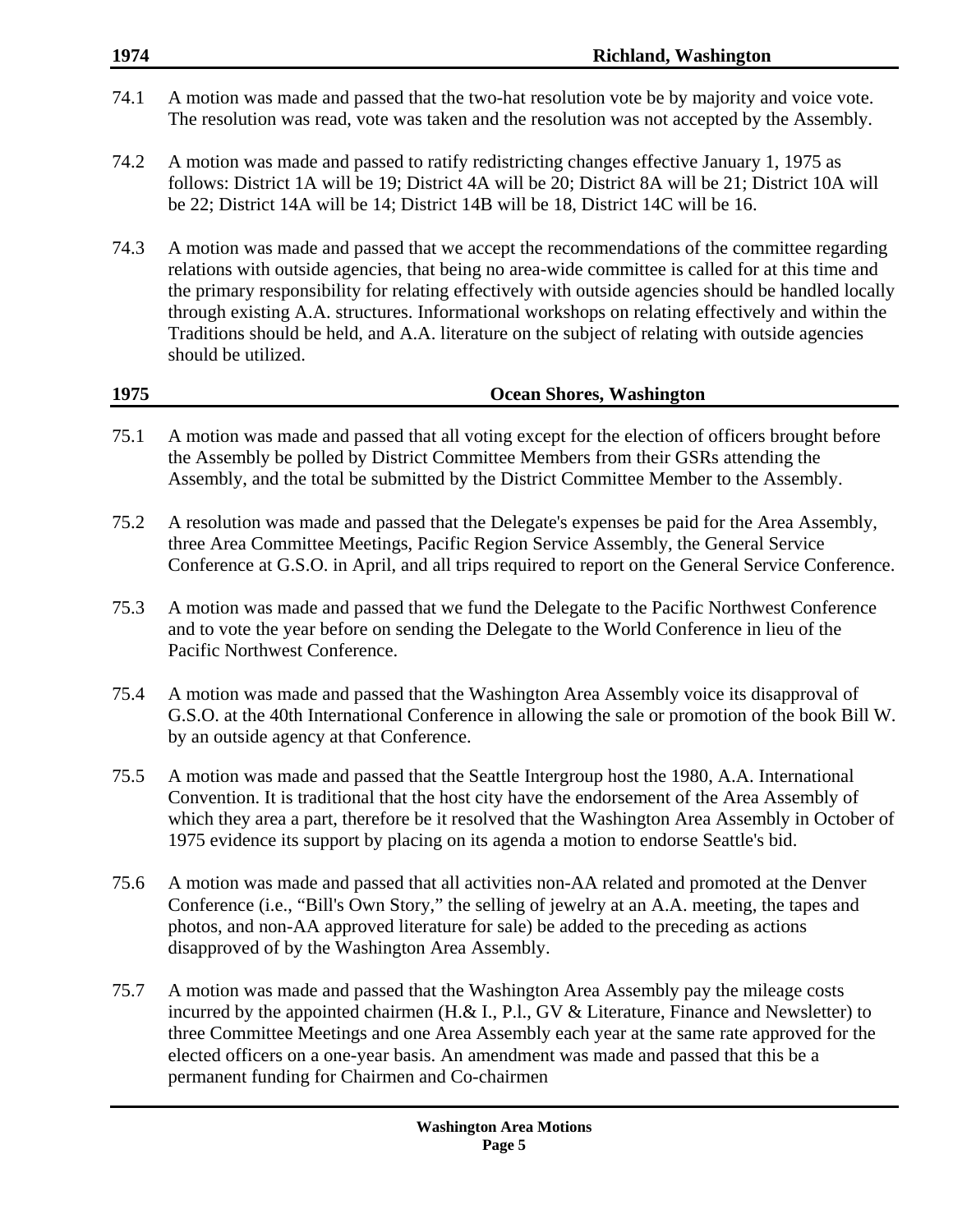## 1974 — Richland, Washington

74.1 A motion was made and passed that the two-hat resolution vote be by majority and voice vote. The resolution was read, vote was taken and the resolution was not accepted by the Assembly.

74.2 A motion was made and passed to ratify redistricting changes effective January 1, 1975 as follows: District 1A will be 19; District 4A will be 20; District 8A will be 21; District 10A will be 22; District 14A will be 14; District 14B will be 18, District 14C will be 16.

74.3 A motion was made and passed that we accept the recommendations of the committee regarding relations with outside agencies, that being no area-wide committee is called for at this time and the primary responsibility for relating effectively with outside agencies should be handled locally through existing A.A. structures. Informational workshops on relating effectively and within the Traditions should be held, and A.A. literature on the subject of relating with outside agencies should be utilized.

## 1975 — Ocean Shores, Washington

75.1 A motion was made and passed that all voting except for the election of officers brought before the Assembly be polled by District Committee Members from their GSRs attending the Assembly, and the total be submitted by the District Committee Member to the Assembly.

75.2 A resolution was made and passed that the Delegate's expenses be paid for the Area Assembly, three Area Committee Meetings, Pacific Region Service Assembly, the General Service Conference at G.S.O. in April, and all trips required to report on the General Service Conference.

75.3 A motion was made and passed that we fund the Delegate to the Pacific Northwest Conference and to vote the year before on sending the Delegate to the World Conference in lieu of the Pacific Northwest Conference.

75.4 A motion was made and passed that the Washington Area Assembly voice its disapproval of G.S.O. at the 40th International Conference in allowing the sale or promotion of the book Bill W. by an outside agency at that Conference.

75.5 A motion was made and passed that the Seattle Intergroup host the 1980, A.A. International Convention. It is traditional that the host city have the endorsement of the Area Assembly of which they area a part, therefore be it resolved that the Washington Area Assembly in October of 1975 evidence its support by placing on its agenda a motion to endorse Seattle's bid.

75.6 A motion was made and passed that all activities non-AA related and promoted at the Denver Conference (i.e., "Bill's Own Story," the selling of jewelry at an A.A. meeting, the tapes and photos, and non-AA approved literature for sale) be added to the preceding as actions disapproved of by the Washington Area Assembly.

75.7 A motion was made and passed that the Washington Area Assembly pay the mileage costs incurred by the appointed chairmen (H.& I., P.l., GV & Literature, Finance and Newsletter) to three Committee Meetings and one Area Assembly each year at the same rate approved for the elected officers on a one-year basis. An amendment was made and passed that this be a permanent funding for Chairmen and Co-chairmen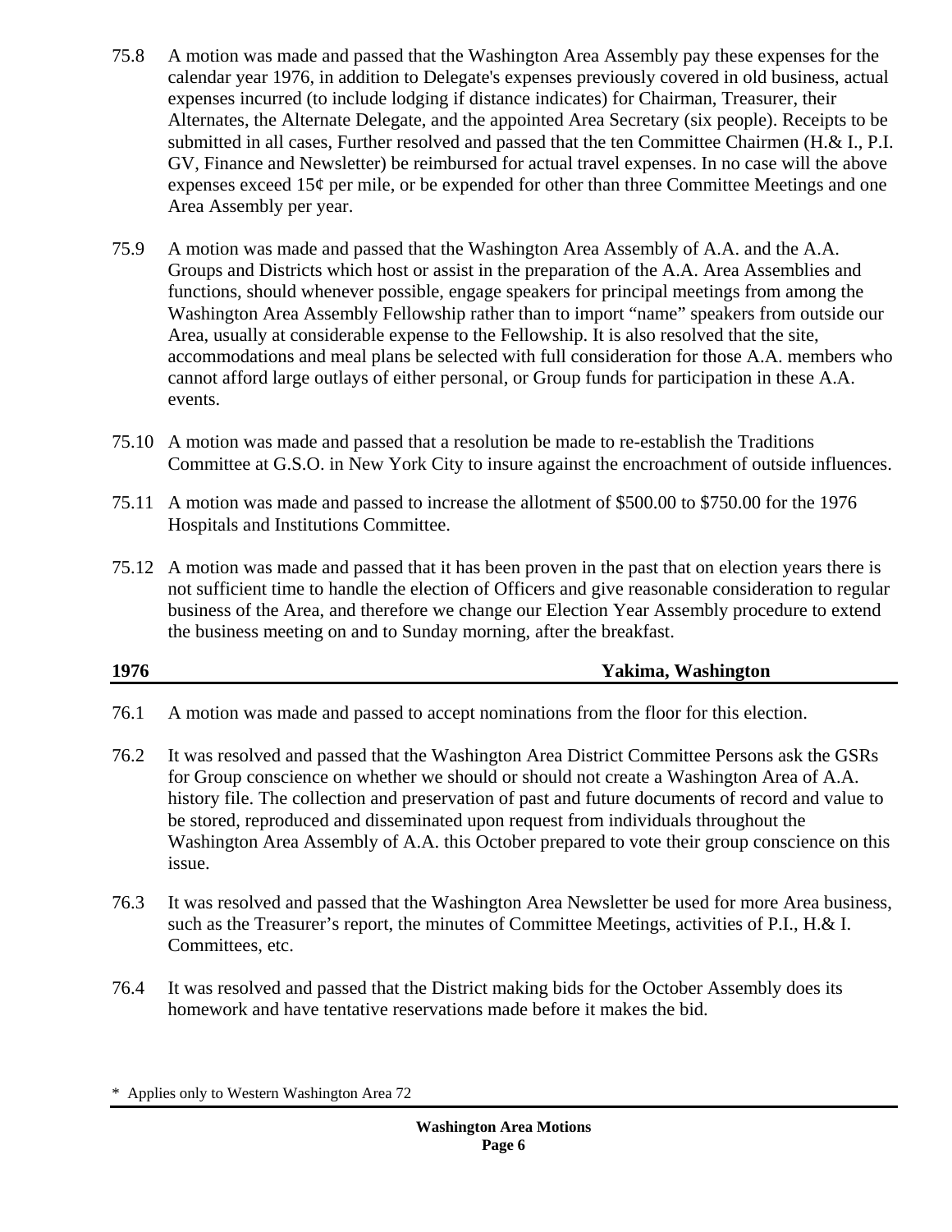75.8 A motion was made and passed that the Washington Area Assembly pay these expenses for the calendar year 1976, in addition to Delegate's expenses previously covered in old business, actual expenses incurred (to include lodging if distance indicates) for Chairman, Treasurer, their Alternates, the Alternate Delegate, and the appointed Area Secretary (six people). Receipts to be submitted in all cases, Further resolved and passed that the ten Committee Chairmen (H.& I., P.I. GV, Finance and Newsletter) be reimbursed for actual travel expenses. In no case will the above expenses exceed 15¢ per mile, or be expended for other than three Committee Meetings and one Area Assembly per year.

75.9 A motion was made and passed that the Washington Area Assembly of A.A. and the A.A. Groups and Districts which host or assist in the preparation of the A.A. Area Assemblies and functions, should whenever possible, engage speakers for principal meetings from among the Washington Area Assembly Fellowship rather than to import "name" speakers from outside our Area, usually at considerable expense to the Fellowship. It is also resolved that the site, accommodations and meal plans be selected with full consideration for those A.A. members who cannot afford large outlays of either personal, or Group funds for participation in these A.A. events.

75.10 A motion was made and passed that a resolution be made to re-establish the Traditions Committee at G.S.O. in New York City to insure against the encroachment of outside influences.

75.11 A motion was made and passed to increase the allotment of $500.00 to $750.00 for the 1976 Hospitals and Institutions Committee.

75.12 A motion was made and passed that it has been proven in the past that on election years there is not sufficient time to handle the election of Officers and give reasonable consideration to regular business of the Area, and therefore we change our Election Year Assembly procedure to extend the business meeting on and to Sunday morning, after the breakfast.

## 1976 Yakima, Washington

76.1 A motion was made and passed to accept nominations from the floor for this election.

76.2 It was resolved and passed that the Washington Area District Committee Persons ask the GSRs for Group conscience on whether we should or should not create a Washington Area of A.A. history file. The collection and preservation of past and future documents of record and value to be stored, reproduced and disseminated upon request from individuals throughout the Washington Area Assembly of A.A. this October prepared to vote their group conscience on this issue.

76.3 It was resolved and passed that the Washington Area Newsletter be used for more Area business, such as the Treasurer's report, the minutes of Committee Meetings, activities of P.I., H.& I. Committees, etc.

76.4 It was resolved and passed that the District making bids for the October Assembly does its homework and have tentative reservations made before it makes the bid.

\* Applies only to Western Washington Area 72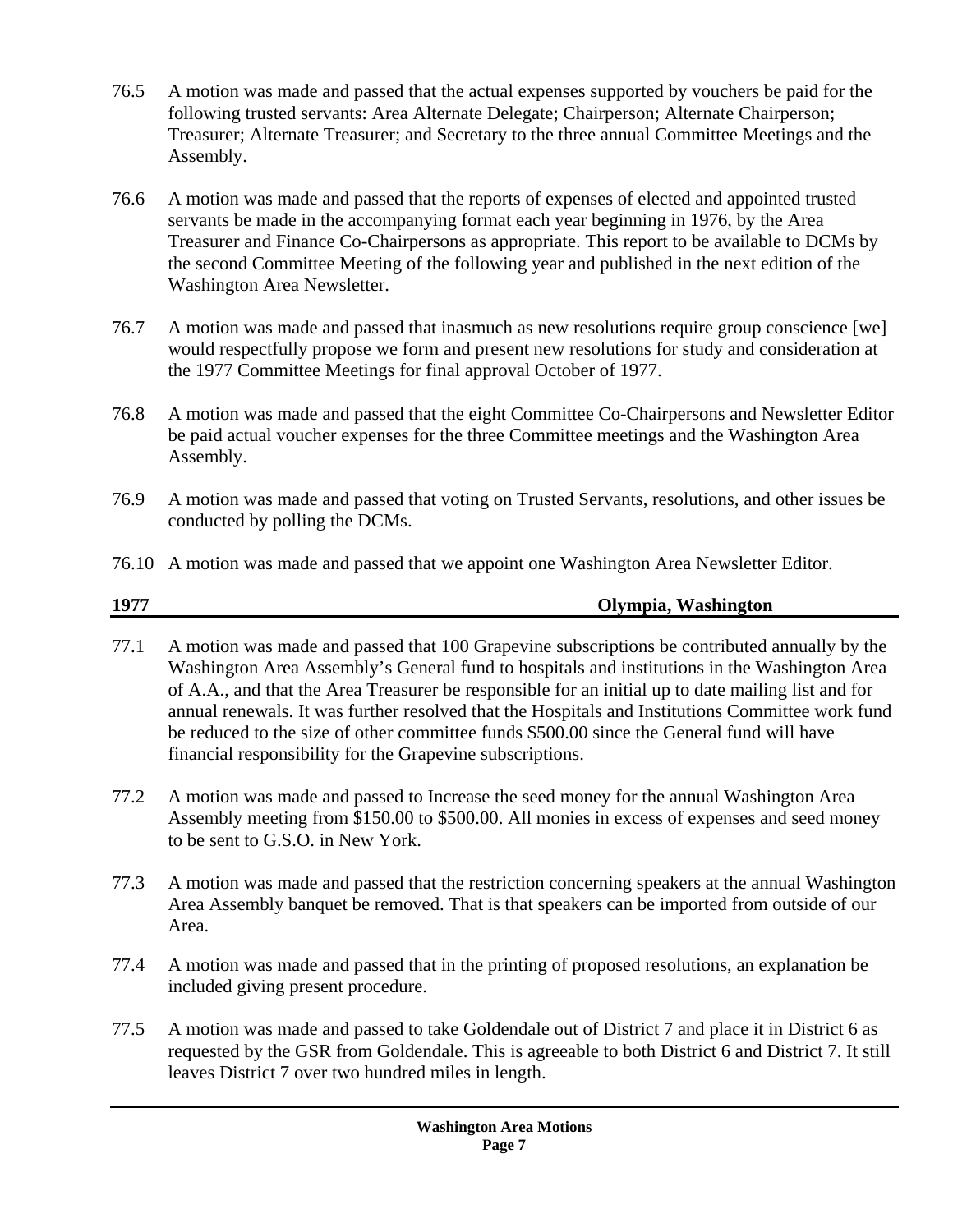76.5 A motion was made and passed that the actual expenses supported by vouchers be paid for the following trusted servants: Area Alternate Delegate; Chairperson; Alternate Chairperson; Treasurer; Alternate Treasurer; and Secretary to the three annual Committee Meetings and the Assembly.

76.6 A motion was made and passed that the reports of expenses of elected and appointed trusted servants be made in the accompanying format each year beginning in 1976, by the Area Treasurer and Finance Co-Chairpersons as appropriate. This report to be available to DCMs by the second Committee Meeting of the following year and published in the next edition of the Washington Area Newsletter.

76.7 A motion was made and passed that inasmuch as new resolutions require group conscience [we] would respectfully propose we form and present new resolutions for study and consideration at the 1977 Committee Meetings for final approval October of 1977.

76.8 A motion was made and passed that the eight Committee Co-Chairpersons and Newsletter Editor be paid actual voucher expenses for the three Committee meetings and the Washington Area Assembly.

76.9 A motion was made and passed that voting on Trusted Servants, resolutions, and other issues be conducted by polling the DCMs.

76.10 A motion was made and passed that we appoint one Washington Area Newsletter Editor.

## 1977 Olympia, Washington

77.1 A motion was made and passed that 100 Grapevine subscriptions be contributed annually by the Washington Area Assembly's General fund to hospitals and institutions in the Washington Area of A.A., and that the Area Treasurer be responsible for an initial up to date mailing list and for annual renewals. It was further resolved that the Hospitals and Institutions Committee work fund be reduced to the size of other committee funds $500.00 since the General fund will have financial responsibility for the Grapevine subscriptions.

77.2 A motion was made and passed to Increase the seed money for the annual Washington Area Assembly meeting from $150.00 to $500.00. All monies in excess of expenses and seed money to be sent to G.S.O. in New York.

77.3 A motion was made and passed that the restriction concerning speakers at the annual Washington Area Assembly banquet be removed. That is that speakers can be imported from outside of our Area.

77.4 A motion was made and passed that in the printing of proposed resolutions, an explanation be included giving present procedure.

77.5 A motion was made and passed to take Goldendale out of District 7 and place it in District 6 as requested by the GSR from Goldendale. This is agreeable to both District 6 and District 7. It still leaves District 7 over two hundred miles in length.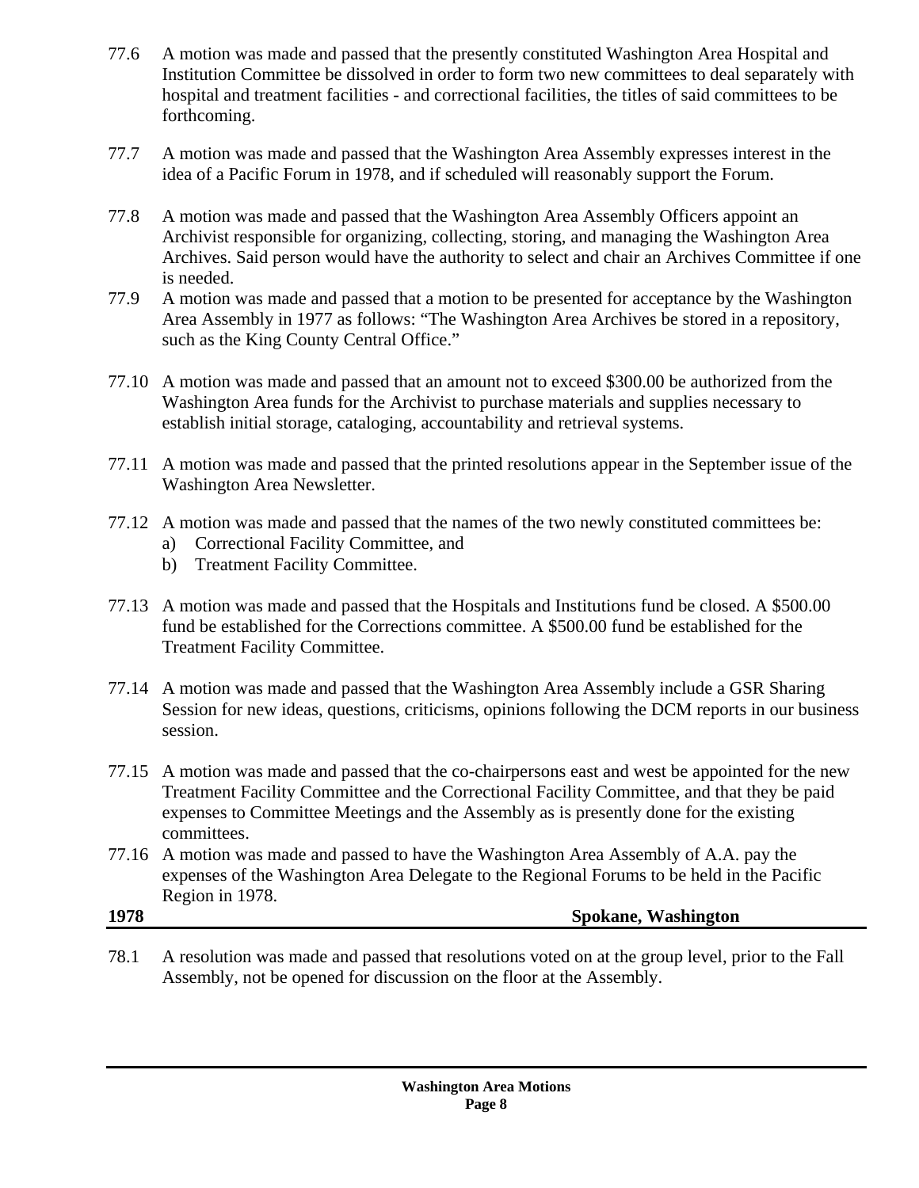77.6 A motion was made and passed that the presently constituted Washington Area Hospital and Institution Committee be dissolved in order to form two new committees to deal separately with hospital and treatment facilities - and correctional facilities, the titles of said committees to be forthcoming.

77.7 A motion was made and passed that the Washington Area Assembly expresses interest in the idea of a Pacific Forum in 1978, and if scheduled will reasonably support the Forum.

77.8 A motion was made and passed that the Washington Area Assembly Officers appoint an Archivist responsible for organizing, collecting, storing, and managing the Washington Area Archives. Said person would have the authority to select and chair an Archives Committee if one is needed.

77.9 A motion was made and passed that a motion to be presented for acceptance by the Washington Area Assembly in 1977 as follows: "The Washington Area Archives be stored in a repository, such as the King County Central Office."

77.10 A motion was made and passed that an amount not to exceed $300.00 be authorized from the Washington Area funds for the Archivist to purchase materials and supplies necessary to establish initial storage, cataloging, accountability and retrieval systems.

77.11 A motion was made and passed that the printed resolutions appear in the September issue of the Washington Area Newsletter.

77.12 A motion was made and passed that the names of the two newly constituted committees be:
  a) Correctional Facility Committee, and
  b) Treatment Facility Committee.

77.13 A motion was made and passed that the Hospitals and Institutions fund be closed. A $500.00 fund be established for the Corrections committee. A $500.00 fund be established for the Treatment Facility Committee.

77.14 A motion was made and passed that the Washington Area Assembly include a GSR Sharing Session for new ideas, questions, criticisms, opinions following the DCM reports in our business session.

77.15 A motion was made and passed that the co-chairpersons east and west be appointed for the new Treatment Facility Committee and the Correctional Facility Committee, and that they be paid expenses to Committee Meetings and the Assembly as is presently done for the existing committees.

77.16 A motion was made and passed to have the Washington Area Assembly of A.A. pay the expenses of the Washington Area Delegate to the Regional Forums to be held in the Pacific Region in 1978.

## 1978 Spokane, Washington

78.1 A resolution was made and passed that resolutions voted on at the group level, prior to the Fall Assembly, not be opened for discussion on the floor at the Assembly.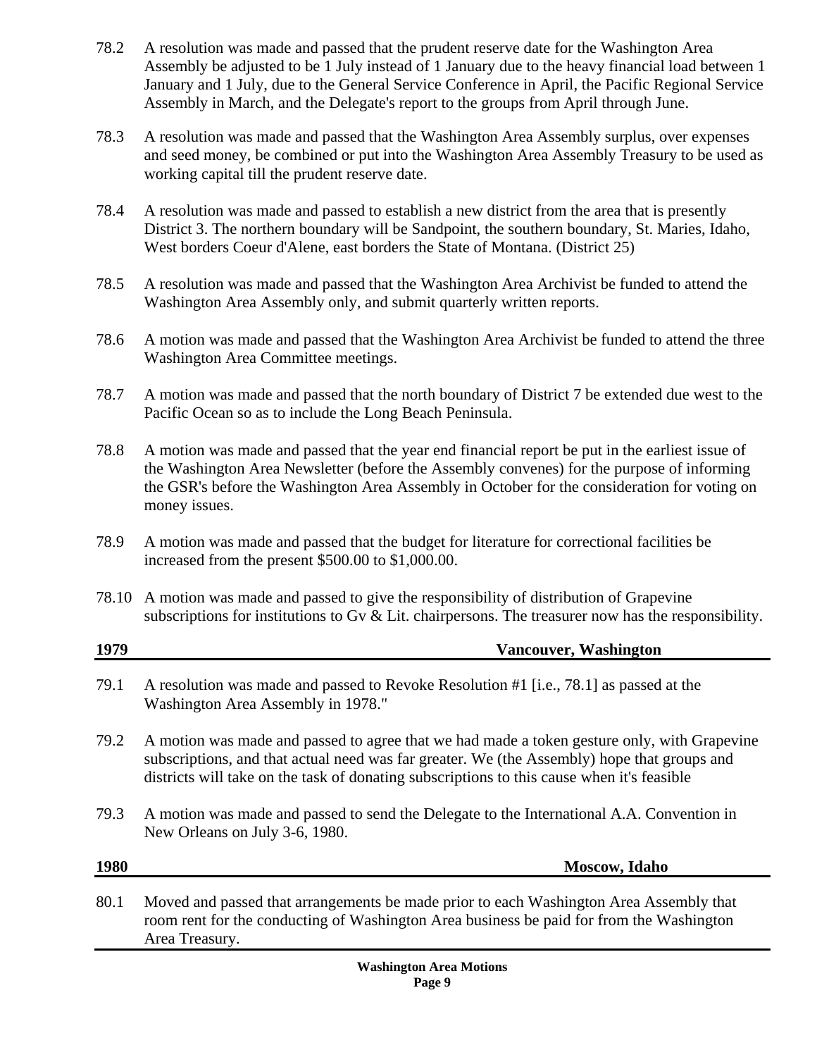78.2 A resolution was made and passed that the prudent reserve date for the Washington Area Assembly be adjusted to be 1 July instead of 1 January due to the heavy financial load between 1 January and 1 July, due to the General Service Conference in April, the Pacific Regional Service Assembly in March, and the Delegate's report to the groups from April through June.

78.3 A resolution was made and passed that the Washington Area Assembly surplus, over expenses and seed money, be combined or put into the Washington Area Assembly Treasury to be used as working capital till the prudent reserve date.

78.4 A resolution was made and passed to establish a new district from the area that is presently District 3. The northern boundary will be Sandpoint, the southern boundary, St. Maries, Idaho, West borders Coeur d'Alene, east borders the State of Montana. (District 25)

78.5 A resolution was made and passed that the Washington Area Archivist be funded to attend the Washington Area Assembly only, and submit quarterly written reports.

78.6 A motion was made and passed that the Washington Area Archivist be funded to attend the three Washington Area Committee meetings.

78.7 A motion was made and passed that the north boundary of District 7 be extended due west to the Pacific Ocean so as to include the Long Beach Peninsula.

78.8 A motion was made and passed that the year end financial report be put in the earliest issue of the Washington Area Newsletter (before the Assembly convenes) for the purpose of informing the GSR's before the Washington Area Assembly in October for the consideration for voting on money issues.

78.9 A motion was made and passed that the budget for literature for correctional facilities be increased from the present $500.00 to $1,000.00.

78.10 A motion was made and passed to give the responsibility of distribution of Grapevine subscriptions for institutions to Gv & Lit. chairpersons. The treasurer now has the responsibility.

## 1979 — Vancouver, Washington

79.1 A resolution was made and passed to Revoke Resolution #1 [i.e., 78.1] as passed at the Washington Area Assembly in 1978."

79.2 A motion was made and passed to agree that we had made a token gesture only, with Grapevine subscriptions, and that actual need was far greater. We (the Assembly) hope that groups and districts will take on the task of donating subscriptions to this cause when it's feasible

79.3 A motion was made and passed to send the Delegate to the International A.A. Convention in New Orleans on July 3-6, 1980.

## 1980 — Moscow, Idaho

80.1 Moved and passed that arrangements be made prior to each Washington Area Assembly that room rent for the conducting of Washington Area business be paid for from the Washington Area Treasury.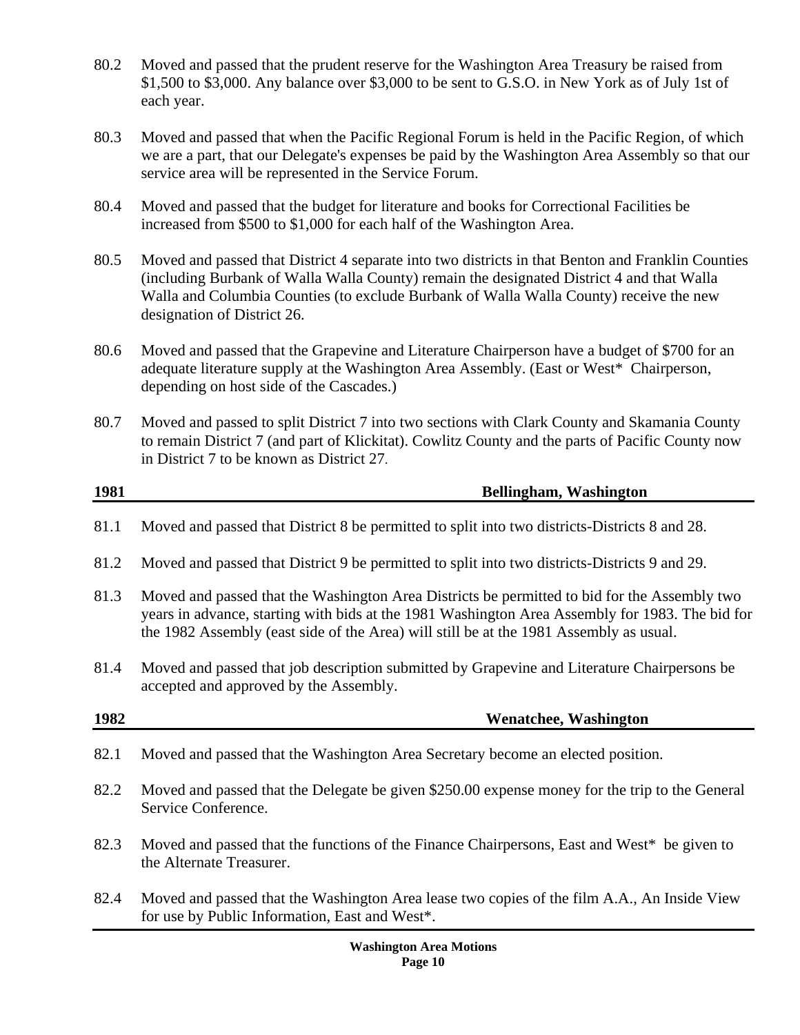80.2 Moved and passed that the prudent reserve for the Washington Area Treasury be raised from $1,500 to $3,000. Any balance over $3,000 to be sent to G.S.O. in New York as of July 1st of each year.

80.3 Moved and passed that when the Pacific Regional Forum is held in the Pacific Region, of which we are a part, that our Delegate's expenses be paid by the Washington Area Assembly so that our service area will be represented in the Service Forum.

80.4 Moved and passed that the budget for literature and books for Correctional Facilities be increased from $500 to $1,000 for each half of the Washington Area.

80.5 Moved and passed that District 4 separate into two districts in that Benton and Franklin Counties (including Burbank of Walla Walla County) remain the designated District 4 and that Walla Walla and Columbia Counties (to exclude Burbank of Walla Walla County) receive the new designation of District 26.

80.6 Moved and passed that the Grapevine and Literature Chairperson have a budget of $700 for an adequate literature supply at the Washington Area Assembly. (East or West* Chairperson, depending on host side of the Cascades.)

80.7 Moved and passed to split District 7 into two sections with Clark County and Skamania County to remain District 7 (and part of Klickitat). Cowlitz County and the parts of Pacific County now in District 7 to be known as District 27.

## 1981 — Bellingham, Washington

81.1 Moved and passed that District 8 be permitted to split into two districts-Districts 8 and 28.

81.2 Moved and passed that District 9 be permitted to split into two districts-Districts 9 and 29.

81.3 Moved and passed that the Washington Area Districts be permitted to bid for the Assembly two years in advance, starting with bids at the 1981 Washington Area Assembly for 1983. The bid for the 1982 Assembly (east side of the Area) will still be at the 1981 Assembly as usual.

81.4 Moved and passed that job description submitted by Grapevine and Literature Chairpersons be accepted and approved by the Assembly.

## 1982 — Wenatchee, Washington

82.1 Moved and passed that the Washington Area Secretary become an elected position.

82.2 Moved and passed that the Delegate be given $250.00 expense money for the trip to the General Service Conference.

82.3 Moved and passed that the functions of the Finance Chairpersons, East and West* be given to the Alternate Treasurer.

82.4 Moved and passed that the Washington Area lease two copies of the film A.A., An Inside View for use by Public Information, East and West*.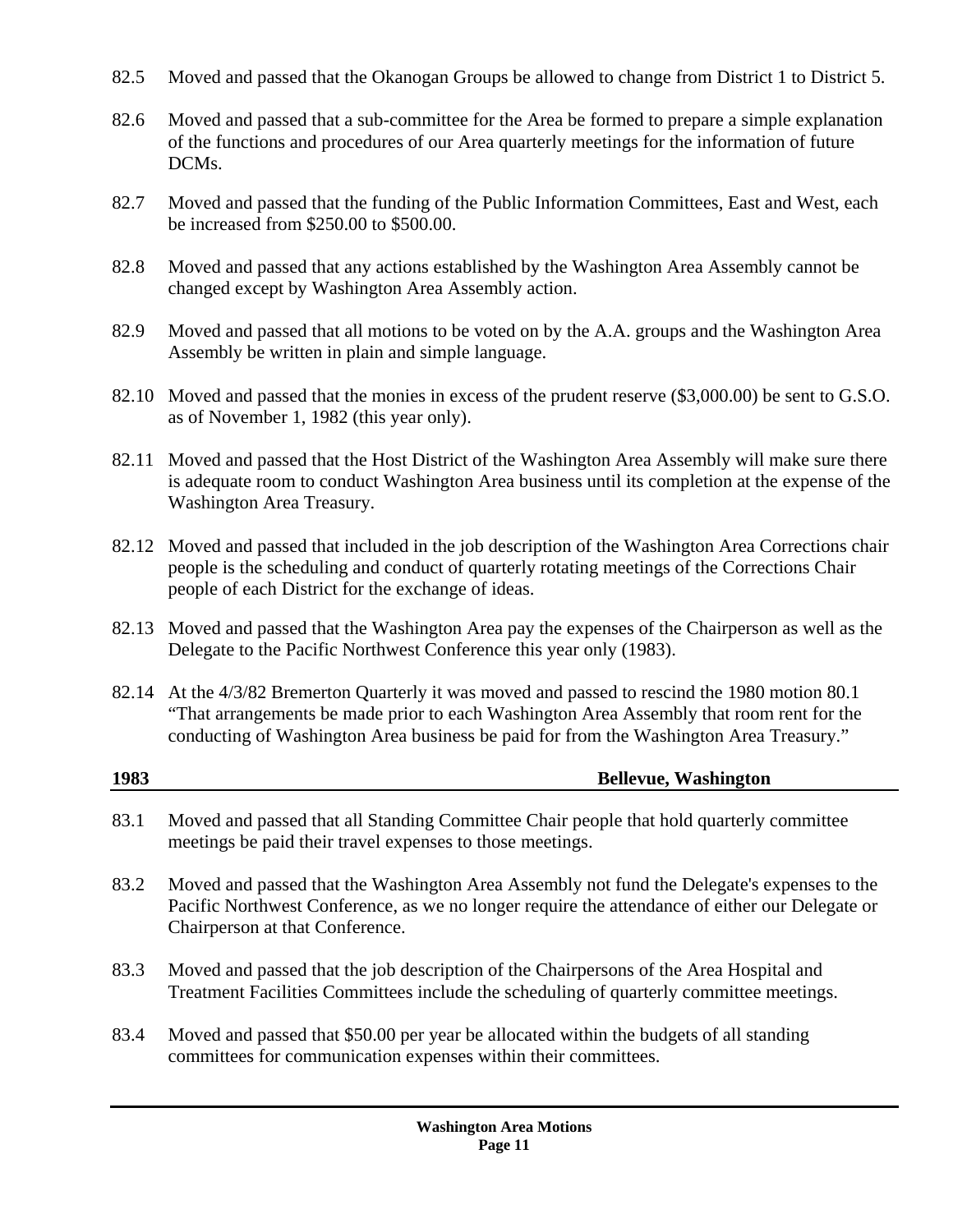82.5 Moved and passed that the Okanogan Groups be allowed to change from District 1 to District 5.

82.6 Moved and passed that a sub-committee for the Area be formed to prepare a simple explanation of the functions and procedures of our Area quarterly meetings for the information of future DCMs.

82.7 Moved and passed that the funding of the Public Information Committees, East and West, each be increased from $250.00 to $500.00.

82.8 Moved and passed that any actions established by the Washington Area Assembly cannot be changed except by Washington Area Assembly action.

82.9 Moved and passed that all motions to be voted on by the A.A. groups and the Washington Area Assembly be written in plain and simple language.

82.10 Moved and passed that the monies in excess of the prudent reserve ($3,000.00) be sent to G.S.O. as of November 1, 1982 (this year only).

82.11 Moved and passed that the Host District of the Washington Area Assembly will make sure there is adequate room to conduct Washington Area business until its completion at the expense of the Washington Area Treasury.

82.12 Moved and passed that included in the job description of the Washington Area Corrections chair people is the scheduling and conduct of quarterly rotating meetings of the Corrections Chair people of each District for the exchange of ideas.

82.13 Moved and passed that the Washington Area pay the expenses of the Chairperson as well as the Delegate to the Pacific Northwest Conference this year only (1983).

82.14 At the 4/3/82 Bremerton Quarterly it was moved and passed to rescind the 1980 motion 80.1 "That arrangements be made prior to each Washington Area Assembly that room rent for the conducting of Washington Area business be paid for from the Washington Area Treasury."

## 1983 — Bellevue, Washington

83.1 Moved and passed that all Standing Committee Chair people that hold quarterly committee meetings be paid their travel expenses to those meetings.

83.2 Moved and passed that the Washington Area Assembly not fund the Delegate's expenses to the Pacific Northwest Conference, as we no longer require the attendance of either our Delegate or Chairperson at that Conference.

83.3 Moved and passed that the job description of the Chairpersons of the Area Hospital and Treatment Facilities Committees include the scheduling of quarterly committee meetings.

83.4 Moved and passed that $50.00 per year be allocated within the budgets of all standing committees for communication expenses within their committees.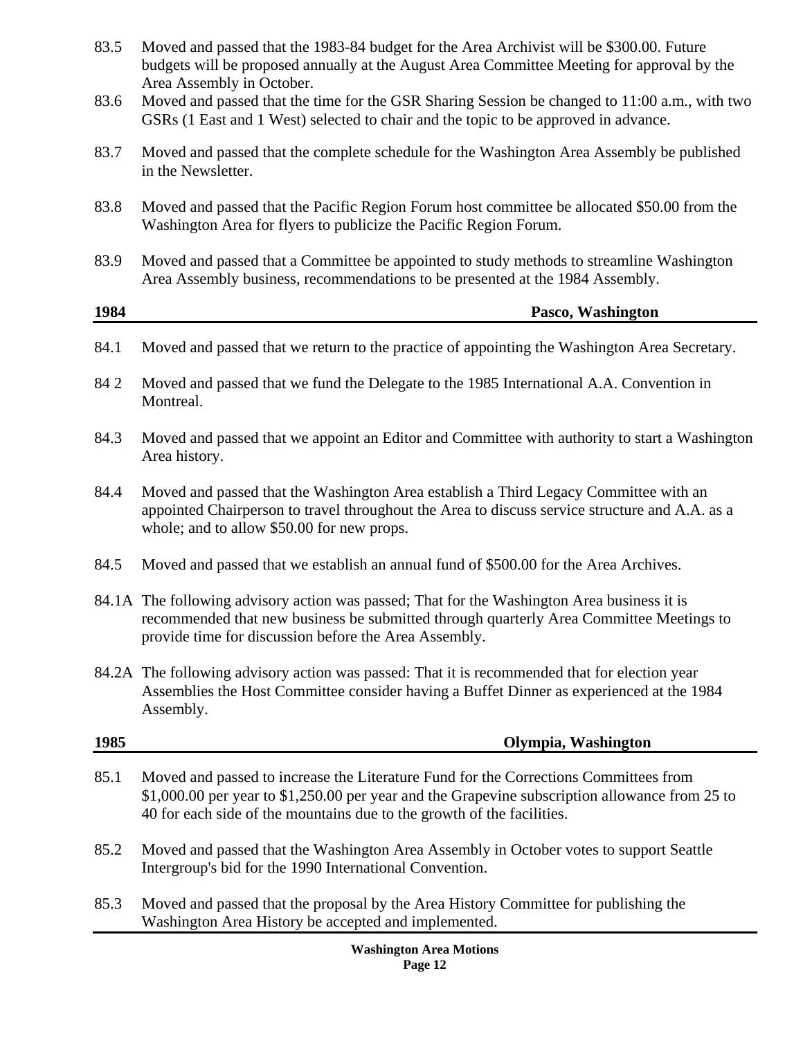83.5 Moved and passed that the 1983-84 budget for the Area Archivist will be $300.00. Future budgets will be proposed annually at the August Area Committee Meeting for approval by the Area Assembly in October.

83.6 Moved and passed that the time for the GSR Sharing Session be changed to 11:00 a.m., with two GSRs (1 East and 1 West) selected to chair and the topic to be approved in advance.

83.7 Moved and passed that the complete schedule for the Washington Area Assembly be published in the Newsletter.

83.8 Moved and passed that the Pacific Region Forum host committee be allocated $50.00 from the Washington Area for flyers to publicize the Pacific Region Forum.

83.9 Moved and passed that a Committee be appointed to study methods to streamline Washington Area Assembly business, recommendations to be presented at the 1984 Assembly.

## 1984 — Pasco, Washington

84.1 Moved and passed that we return to the practice of appointing the Washington Area Secretary.

84 2 Moved and passed that we fund the Delegate to the 1985 International A.A. Convention in Montreal.

84.3 Moved and passed that we appoint an Editor and Committee with authority to start a Washington Area history.

84.4 Moved and passed that the Washington Area establish a Third Legacy Committee with an appointed Chairperson to travel throughout the Area to discuss service structure and A.A. as a whole; and to allow $50.00 for new props.

84.5 Moved and passed that we establish an annual fund of $500.00 for the Area Archives.

84.1A The following advisory action was passed; That for the Washington Area business it is recommended that new business be submitted through quarterly Area Committee Meetings to provide time for discussion before the Area Assembly.

84.2A The following advisory action was passed: That it is recommended that for election year Assemblies the Host Committee consider having a Buffet Dinner as experienced at the 1984 Assembly.

## 1985 — Olympia, Washington

85.1 Moved and passed to increase the Literature Fund for the Corrections Committees from $1,000.00 per year to $1,250.00 per year and the Grapevine subscription allowance from 25 to 40 for each side of the mountains due to the growth of the facilities.

85.2 Moved and passed that the Washington Area Assembly in October votes to support Seattle Intergroup's bid for the 1990 International Convention.

85.3 Moved and passed that the proposal by the Area History Committee for publishing the Washington Area History be accepted and implemented.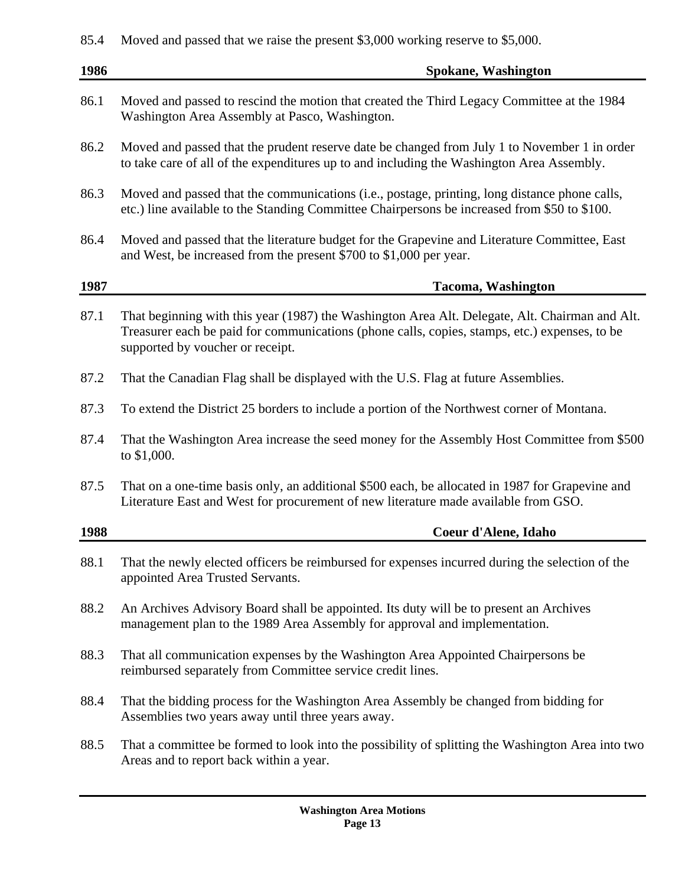85.4 Moved and passed that we raise the present $3,000 working reserve to $5,000.

## 1986 Spokane, Washington

86.1 Moved and passed to rescind the motion that created the Third Legacy Committee at the 1984 Washington Area Assembly at Pasco, Washington.

86.2 Moved and passed that the prudent reserve date be changed from July 1 to November 1 in order to take care of all of the expenditures up to and including the Washington Area Assembly.

86.3 Moved and passed that the communications (i.e., postage, printing, long distance phone calls, etc.) line available to the Standing Committee Chairpersons be increased from $50 to $100.

86.4 Moved and passed that the literature budget for the Grapevine and Literature Committee, East and West, be increased from the present $700 to $1,000 per year.

## 1987 Tacoma, Washington

87.1 That beginning with this year (1987) the Washington Area Alt. Delegate, Alt. Chairman and Alt. Treasurer each be paid for communications (phone calls, copies, stamps, etc.) expenses, to be supported by voucher or receipt.

87.2 That the Canadian Flag shall be displayed with the U.S. Flag at future Assemblies.

87.3 To extend the District 25 borders to include a portion of the Northwest corner of Montana.

87.4 That the Washington Area increase the seed money for the Assembly Host Committee from $500 to $1,000.

87.5 That on a one-time basis only, an additional $500 each, be allocated in 1987 for Grapevine and Literature East and West for procurement of new literature made available from GSO.

## 1988 Coeur d'Alene, Idaho

88.1 That the newly elected officers be reimbursed for expenses incurred during the selection of the appointed Area Trusted Servants.

88.2 An Archives Advisory Board shall be appointed. Its duty will be to present an Archives management plan to the 1989 Area Assembly for approval and implementation.

88.3 That all communication expenses by the Washington Area Appointed Chairpersons be reimbursed separately from Committee service credit lines.

88.4 That the bidding process for the Washington Area Assembly be changed from bidding for Assemblies two years away until three years away.

88.5 That a committee be formed to look into the possibility of splitting the Washington Area into two Areas and to report back within a year.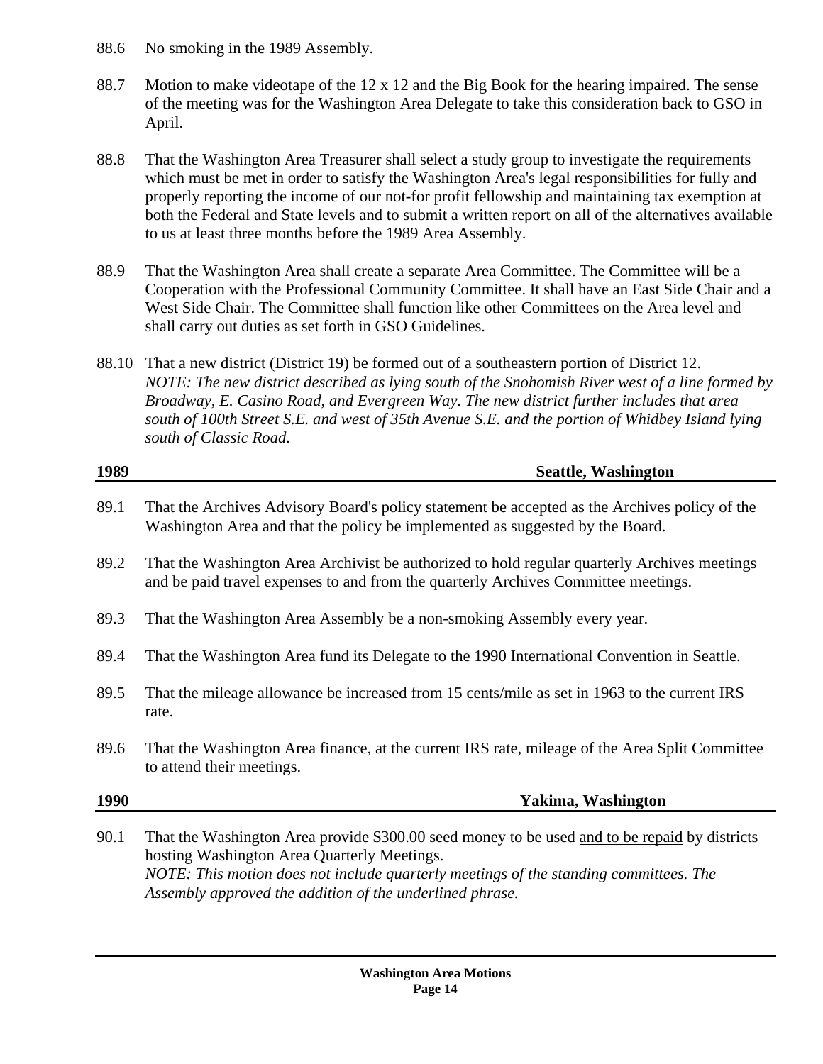88.6 No smoking in the 1989 Assembly.

88.7 Motion to make videotape of the 12 x 12 and the Big Book for the hearing impaired. The sense of the meeting was for the Washington Area Delegate to take this consideration back to GSO in April.

88.8 That the Washington Area Treasurer shall select a study group to investigate the requirements which must be met in order to satisfy the Washington Area's legal responsibilities for fully and properly reporting the income of our not-for profit fellowship and maintaining tax exemption at both the Federal and State levels and to submit a written report on all of the alternatives available to us at least three months before the 1989 Area Assembly.

88.9 That the Washington Area shall create a separate Area Committee. The Committee will be a Cooperation with the Professional Community Committee. It shall have an East Side Chair and a West Side Chair. The Committee shall function like other Committees on the Area level and shall carry out duties as set forth in GSO Guidelines.

88.10 That a new district (District 19) be formed out of a southeastern portion of District 12.
*NOTE: The new district described as lying south of the Snohomish River west of a line formed by Broadway, E. Casino Road, and Evergreen Way. The new district further includes that area south of 100th Street S.E. and west of 35th Avenue S.E. and the portion of Whidbey Island lying south of Classic Road.*

## 1989 — Seattle, Washington

89.1 That the Archives Advisory Board's policy statement be accepted as the Archives policy of the Washington Area and that the policy be implemented as suggested by the Board.

89.2 That the Washington Area Archivist be authorized to hold regular quarterly Archives meetings and be paid travel expenses to and from the quarterly Archives Committee meetings.

89.3 That the Washington Area Assembly be a non-smoking Assembly every year.

89.4 That the Washington Area fund its Delegate to the 1990 International Convention in Seattle.

89.5 That the mileage allowance be increased from 15 cents/mile as set in 1963 to the current IRS rate.

89.6 That the Washington Area finance, at the current IRS rate, mileage of the Area Split Committee to attend their meetings.

## 1990 — Yakima, Washington

90.1 That the Washington Area provide $300.00 seed money to be used <u>and to be repaid</u> by districts hosting Washington Area Quarterly Meetings.
*NOTE: This motion does not include quarterly meetings of the standing committees. The Assembly approved the addition of the underlined phrase.*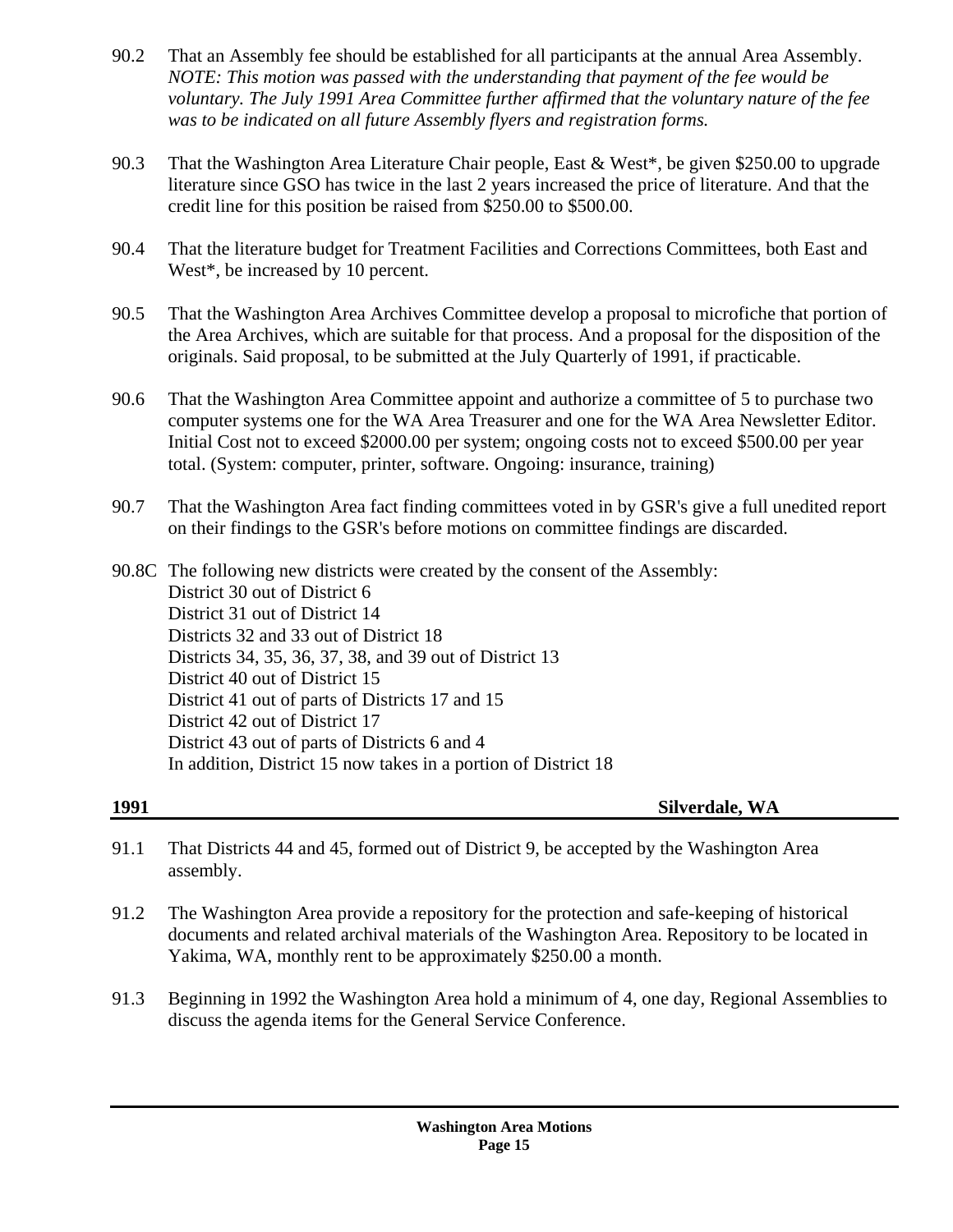90.2 That an Assembly fee should be established for all participants at the annual Area Assembly. *NOTE: This motion was passed with the understanding that payment of the fee would be voluntary. The July 1991 Area Committee further affirmed that the voluntary nature of the fee was to be indicated on all future Assembly flyers and registration forms.*

90.3 That the Washington Area Literature Chair people, East & West*, be given $250.00 to upgrade literature since GSO has twice in the last 2 years increased the price of literature. And that the credit line for this position be raised from $250.00 to $500.00.

90.4 That the literature budget for Treatment Facilities and Corrections Committees, both East and West*, be increased by 10 percent.

90.5 That the Washington Area Archives Committee develop a proposal to microfiche that portion of the Area Archives, which are suitable for that process. And a proposal for the disposition of the originals. Said proposal, to be submitted at the July Quarterly of 1991, if practicable.

90.6 That the Washington Area Committee appoint and authorize a committee of 5 to purchase two computer systems one for the WA Area Treasurer and one for the WA Area Newsletter Editor. Initial Cost not to exceed $2000.00 per system; ongoing costs not to exceed $500.00 per year total. (System: computer, printer, software. Ongoing: insurance, training)

90.7 That the Washington Area fact finding committees voted in by GSR's give a full unedited report on their findings to the GSR's before motions on committee findings are discarded.

90.8C The following new districts were created by the consent of the Assembly:
District 30 out of District 6
District 31 out of District 14
Districts 32 and 33 out of District 18
Districts 34, 35, 36, 37, 38, and 39 out of District 13
District 40 out of District 15
District 41 out of parts of Districts 17 and 15
District 42 out of District 17
District 43 out of parts of Districts 6 and 4
In addition, District 15 now takes in a portion of District 18

## 1991 Silverdale, WA

91.1 That Districts 44 and 45, formed out of District 9, be accepted by the Washington Area assembly.

91.2 The Washington Area provide a repository for the protection and safe-keeping of historical documents and related archival materials of the Washington Area. Repository to be located in Yakima, WA, monthly rent to be approximately $250.00 a month.

91.3 Beginning in 1992 the Washington Area hold a minimum of 4, one day, Regional Assemblies to discuss the agenda items for the General Service Conference.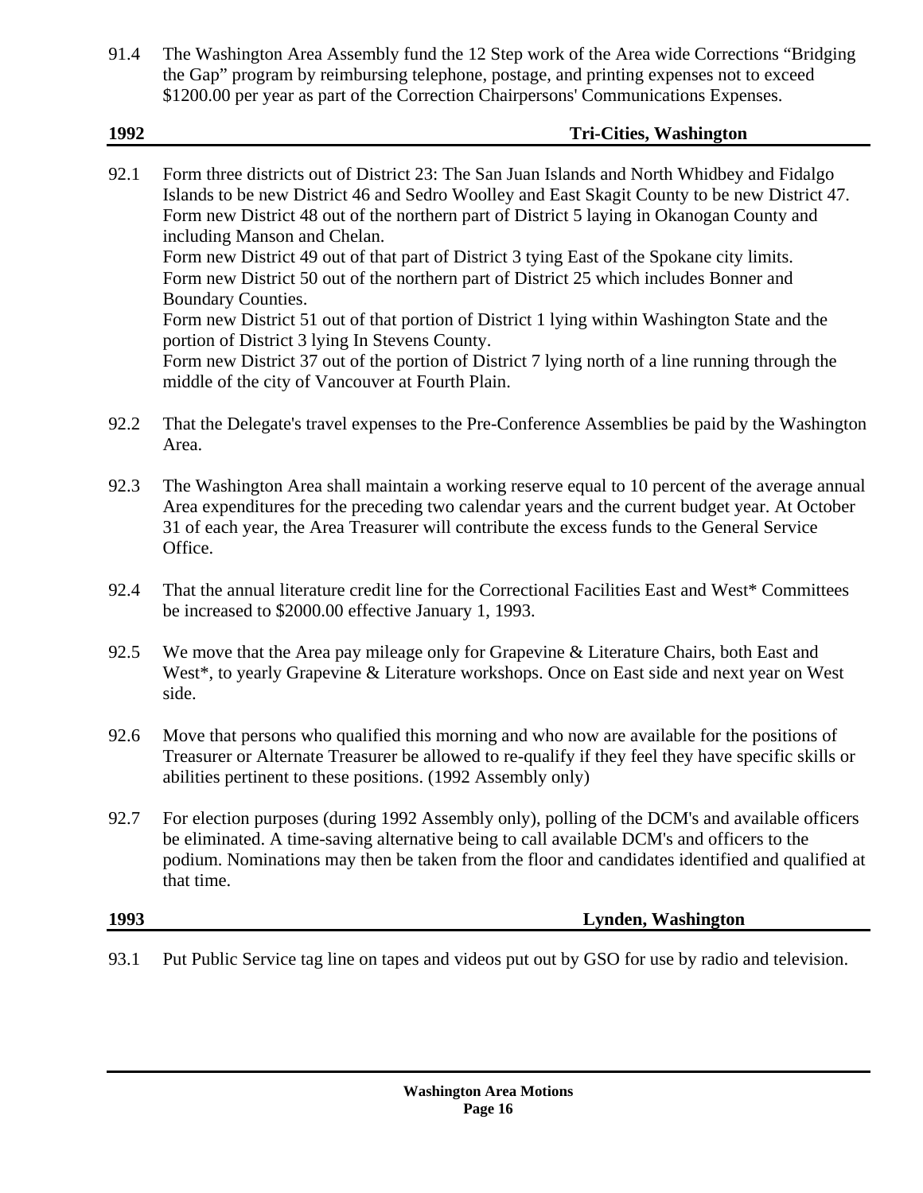91.4 The Washington Area Assembly fund the 12 Step work of the Area wide Corrections "Bridging the Gap" program by reimbursing telephone, postage, and printing expenses not to exceed $1200.00 per year as part of the Correction Chairpersons' Communications Expenses.

## 1992 Tri-Cities, Washington

92.1 Form three districts out of District 23: The San Juan Islands and North Whidbey and Fidalgo Islands to be new District 46 and Sedro Woolley and East Skagit County to be new District 47.
Form new District 48 out of the northern part of District 5 laying in Okanogan County and including Manson and Chelan.
Form new District 49 out of that part of District 3 tying East of the Spokane city limits.
Form new District 50 out of the northern part of District 25 which includes Bonner and Boundary Counties.
Form new District 51 out of that portion of District 1 lying within Washington State and the portion of District 3 lying In Stevens County.
Form new District 37 out of the portion of District 7 lying north of a line running through the middle of the city of Vancouver at Fourth Plain.

92.2 That the Delegate's travel expenses to the Pre-Conference Assemblies be paid by the Washington Area.

92.3 The Washington Area shall maintain a working reserve equal to 10 percent of the average annual Area expenditures for the preceding two calendar years and the current budget year. At October 31 of each year, the Area Treasurer will contribute the excess funds to the General Service Office.

92.4 That the annual literature credit line for the Correctional Facilities East and West* Committees be increased to $2000.00 effective January 1, 1993.

92.5 We move that the Area pay mileage only for Grapevine & Literature Chairs, both East and West*, to yearly Grapevine & Literature workshops. Once on East side and next year on West side.

92.6 Move that persons who qualified this morning and who now are available for the positions of Treasurer or Alternate Treasurer be allowed to re-qualify if they feel they have specific skills or abilities pertinent to these positions. (1992 Assembly only)

92.7 For election purposes (during 1992 Assembly only), polling of the DCM's and available officers be eliminated. A time-saving alternative being to call available DCM's and officers to the podium. Nominations may then be taken from the floor and candidates identified and qualified at that time.

## 1993 Lynden, Washington

93.1 Put Public Service tag line on tapes and videos put out by GSO for use by radio and television.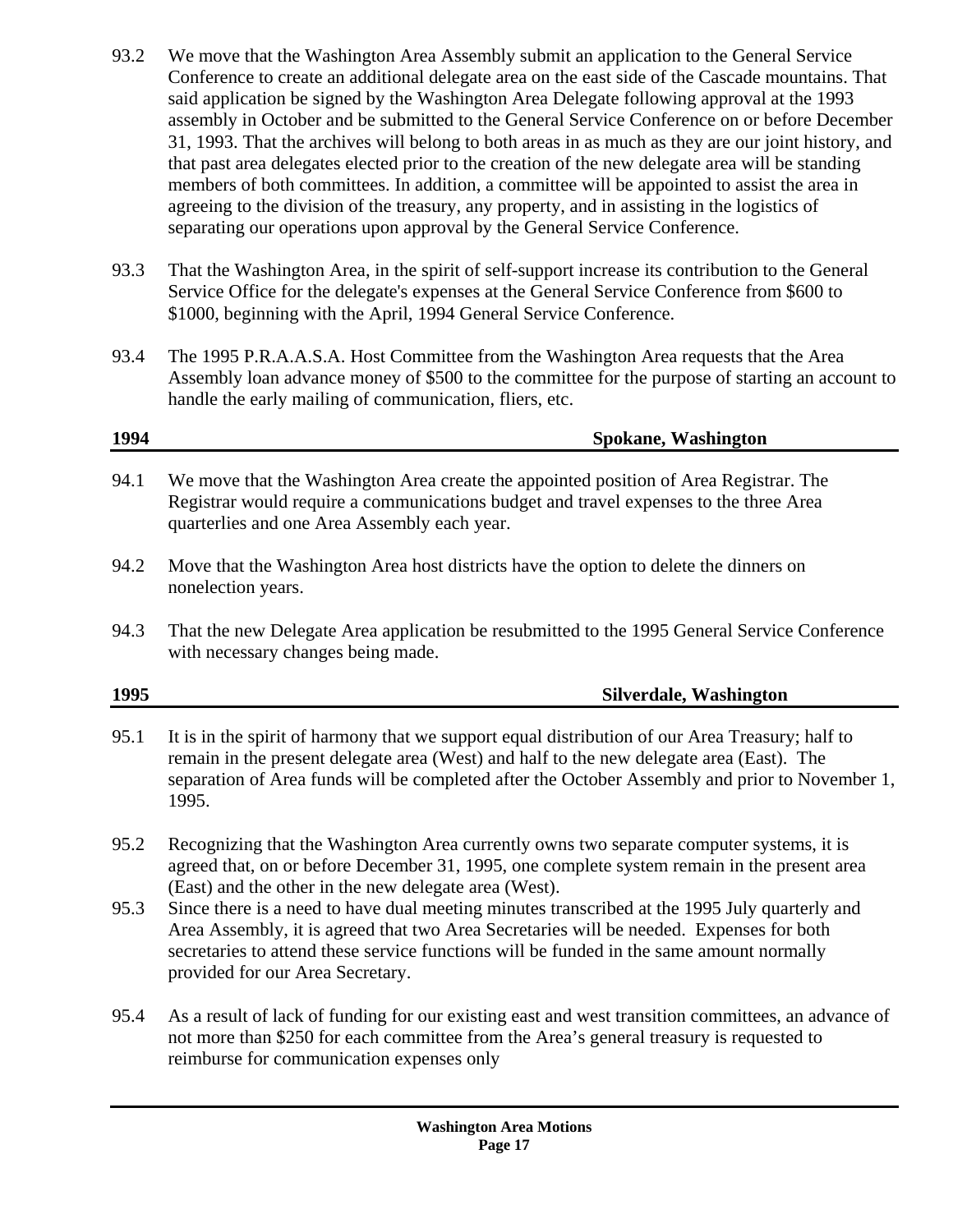93.2 We move that the Washington Area Assembly submit an application to the General Service Conference to create an additional delegate area on the east side of the Cascade mountains. That said application be signed by the Washington Area Delegate following approval at the 1993 assembly in October and be submitted to the General Service Conference on or before December 31, 1993. That the archives will belong to both areas in as much as they are our joint history, and that past area delegates elected prior to the creation of the new delegate area will be standing members of both committees. In addition, a committee will be appointed to assist the area in agreeing to the division of the treasury, any property, and in assisting in the logistics of separating our operations upon approval by the General Service Conference.

93.3 That the Washington Area, in the spirit of self-support increase its contribution to the General Service Office for the delegate's expenses at the General Service Conference from $600 to $1000, beginning with the April, 1994 General Service Conference.

93.4 The 1995 P.R.A.A.S.A. Host Committee from the Washington Area requests that the Area Assembly loan advance money of $500 to the committee for the purpose of starting an account to handle the early mailing of communication, fliers, etc.

## 1994 Spokane, Washington

94.1 We move that the Washington Area create the appointed position of Area Registrar. The Registrar would require a communications budget and travel expenses to the three Area quarterlies and one Area Assembly each year.

94.2 Move that the Washington Area host districts have the option to delete the dinners on nonelection years.

94.3 That the new Delegate Area application be resubmitted to the 1995 General Service Conference with necessary changes being made.

## 1995 Silverdale, Washington

95.1 It is in the spirit of harmony that we support equal distribution of our Area Treasury; half to remain in the present delegate area (West) and half to the new delegate area (East). The separation of Area funds will be completed after the October Assembly and prior to November 1, 1995.

95.2 Recognizing that the Washington Area currently owns two separate computer systems, it is agreed that, on or before December 31, 1995, one complete system remain in the present area (East) and the other in the new delegate area (West).

95.3 Since there is a need to have dual meeting minutes transcribed at the 1995 July quarterly and Area Assembly, it is agreed that two Area Secretaries will be needed. Expenses for both secretaries to attend these service functions will be funded in the same amount normally provided for our Area Secretary.

95.4 As a result of lack of funding for our existing east and west transition committees, an advance of not more than $250 for each committee from the Area's general treasury is requested to reimburse for communication expenses only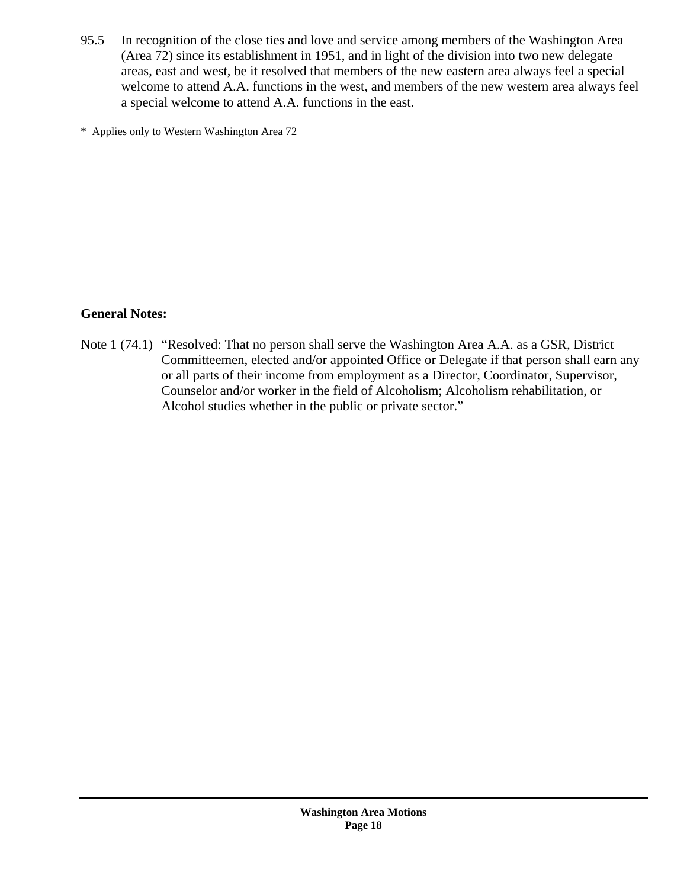95.5 In recognition of the close ties and love and service among members of the Washington Area (Area 72) since its establishment in 1951, and in light of the division into two new delegate areas, east and west, be it resolved that members of the new eastern area always feel a special welcome to attend A.A. functions in the west, and members of the new western area always feel a special welcome to attend A.A. functions in the east.

* Applies only to Western Washington Area 72

**General Notes:**

Note 1 (74.1) "Resolved: That no person shall serve the Washington Area A.A. as a GSR, District Committeemen, elected and/or appointed Office or Delegate if that person shall earn any or all parts of their income from employment as a Director, Coordinator, Supervisor, Counselor and/or worker in the field of Alcoholism; Alcoholism rehabilitation, or Alcohol studies whether in the public or private sector."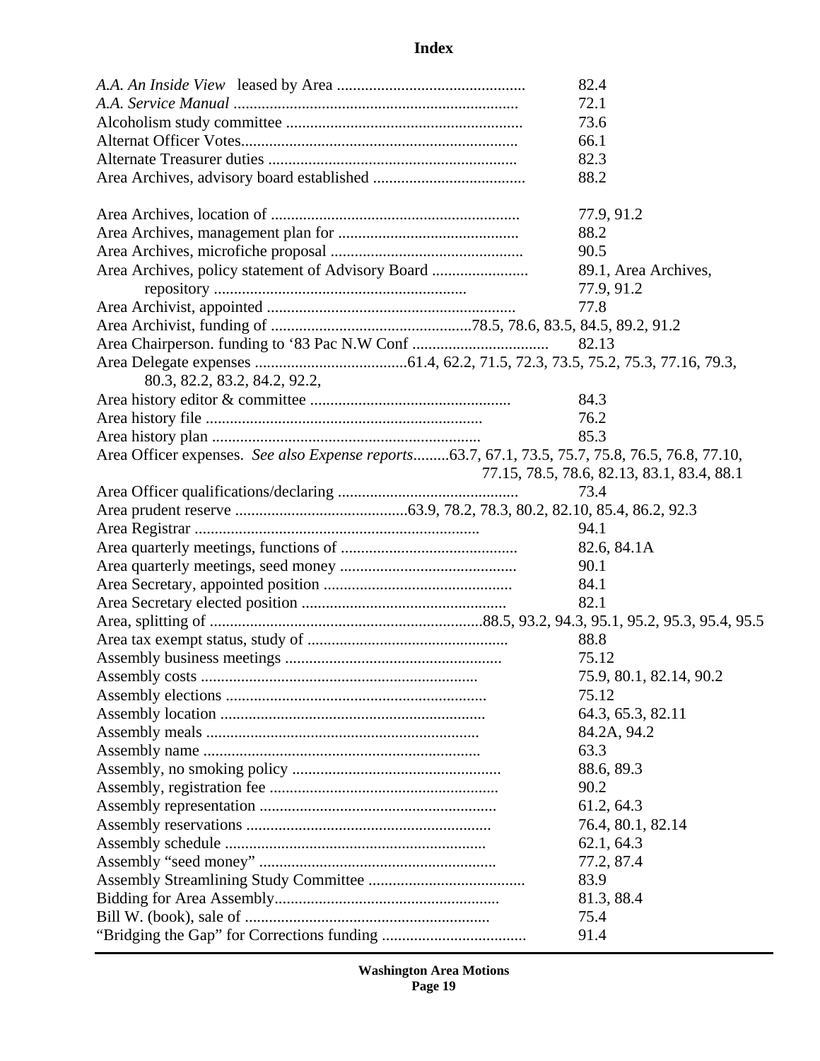# Index

| Entry | Reference |
|---|---|
| *A.A. An Inside View* leased by Area | 82.4 |
| *A.A. Service Manual* | 72.1 |
| Alcoholism study committee | 73.6 |
| Alternat Officer Votes | 66.1 |
| Alternate Treasurer duties | 82.3 |
| Area Archives, advisory board established | 88.2 |
| | |
| Area Archives, location of | 77.9, 91.2 |
| Area Archives, management plan for | 88.2 |
| Area Archives, microfiche proposal | 90.5 |
| Area Archives, policy statement of Advisory Board | 89.1, Area Archives, |
| repository | 77.9, 91.2 |
| Area Archivist, appointed | 77.8 |
| Area Archivist, funding of | 78.5, 78.6, 83.5, 84.5, 89.2, 91.2 |
| Area Chairperson. funding to '83 Pac N.W Conf | 82.13 |
| Area Delegate expenses | 61.4, 62.2, 71.5, 72.3, 73.5, 75.2, 75.3, 77.16, 79.3, 80.3, 82.2, 83.2, 84.2, 92.2, |
| Area history editor & committee | 84.3 |
| Area history file | 76.2 |
| Area history plan | 85.3 |
| Area Officer expenses. *See also Expense reports* | 63.7, 67.1, 73.5, 75.7, 75.8, 76.5, 76.8, 77.10, 77.15, 78.5, 78.6, 82.13, 83.1, 83.4, 88.1 |
| Area Officer qualifications/declaring | 73.4 |
| Area prudent reserve | 63.9, 78.2, 78.3, 80.2, 82.10, 85.4, 86.2, 92.3 |
| Area Registrar | 94.1 |
| Area quarterly meetings, functions of | 82.6, 84.1A |
| Area quarterly meetings, seed money | 90.1 |
| Area Secretary, appointed position | 84.1 |
| Area Secretary elected position | 82.1 |
| Area, splitting of | 88.5, 93.2, 94.3, 95.1, 95.2, 95.3, 95.4, 95.5 |
| Area tax exempt status, study of | 88.8 |
| Assembly business meetings | 75.12 |
| Assembly costs | 75.9, 80.1, 82.14, 90.2 |
| Assembly elections | 75.12 |
| Assembly location | 64.3, 65.3, 82.11 |
| Assembly meals | 84.2A, 94.2 |
| Assembly name | 63.3 |
| Assembly, no smoking policy | 88.6, 89.3 |
| Assembly, registration fee | 90.2 |
| Assembly representation | 61.2, 64.3 |
| Assembly reservations | 76.4, 80.1, 82.14 |
| Assembly schedule | 62.1, 64.3 |
| Assembly "seed money" | 77.2, 87.4 |
| Assembly Streamlining Study Committee | 83.9 |
| Bidding for Area Assembly | 81.3, 88.4 |
| Bill W. (book), sale of | 75.4 |
| "Bridging the Gap" for Corrections funding | 91.4 |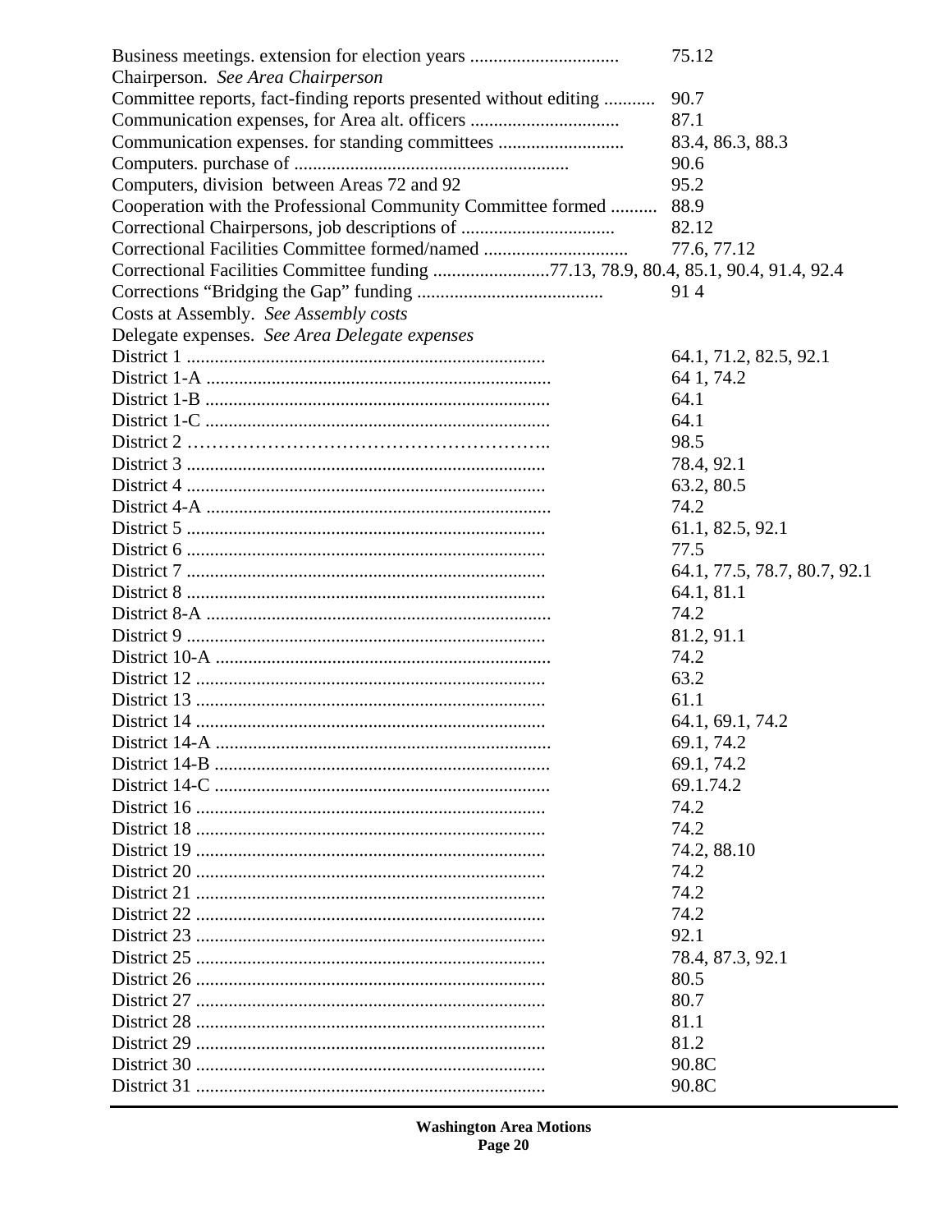Business meetings. extension for election years ................................ 75.12
Chairperson. *See Area Chairperson*
Committee reports, fact-finding reports presented without editing ........... 90.7
Communication expenses, for Area alt. officers ................................ 87.1
Communication expenses. for standing committees ........................... 83.4, 86.3, 88.3
Computers. purchase of ........................................................... 90.6
Computers, division between Areas 72 and 92 95.2
Cooperation with the Professional Community Committee formed .......... 88.9
Correctional Chairpersons, job descriptions of ................................. 82.12
Correctional Facilities Committee formed/named ............................... 77.6, 77.12
Correctional Facilities Committee funding .........................77.13, 78.9, 80.4, 85.1, 90.4, 91.4, 92.4
Corrections "Bridging the Gap" funding ........................................ 91 4
Costs at Assembly. *See Assembly costs*
Delegate expenses. *See Area Delegate expenses*
District 1 ............................................................................ 64.1, 71.2, 82.5, 92.1
District 1-A ......................................................................... 64 1, 74.2
District 1-B ......................................................................... 64.1
District 1-C ......................................................................... 64.1
District 2 ………………………………………………….. 98.5
District 3 ............................................................................ 78.4, 92.1
District 4 ............................................................................ 63.2, 80.5
District 4-A ......................................................................... 74.2
District 5 ............................................................................ 61.1, 82.5, 92.1
District 6 ............................................................................ 77.5
District 7 ............................................................................ 64.1, 77.5, 78.7, 80.7, 92.1
District 8 ............................................................................ 64.1, 81.1
District 8-A ......................................................................... 74.2
District 9 ............................................................................ 81.2, 91.1
District 10-A ....................................................................... 74.2
District 12 .......................................................................... 63.2
District 13 .......................................................................... 61.1
District 14 .......................................................................... 64.1, 69.1, 74.2
District 14-A ....................................................................... 69.1, 74.2
District 14-B ....................................................................... 69.1, 74.2
District 14-C ....................................................................... 69.1.74.2
District 16 .......................................................................... 74.2
District 18 .......................................................................... 74.2
District 19 .......................................................................... 74.2, 88.10
District 20 .......................................................................... 74.2
District 21 .......................................................................... 74.2
District 22 .......................................................................... 74.2
District 23 .......................................................................... 92.1
District 25 .......................................................................... 78.4, 87.3, 92.1
District 26 .......................................................................... 80.5
District 27 .......................................................................... 80.7
District 28 .......................................................................... 81.1
District 29 .......................................................................... 81.2
District 30 .......................................................................... 90.8C
District 31 .......................................................................... 90.8C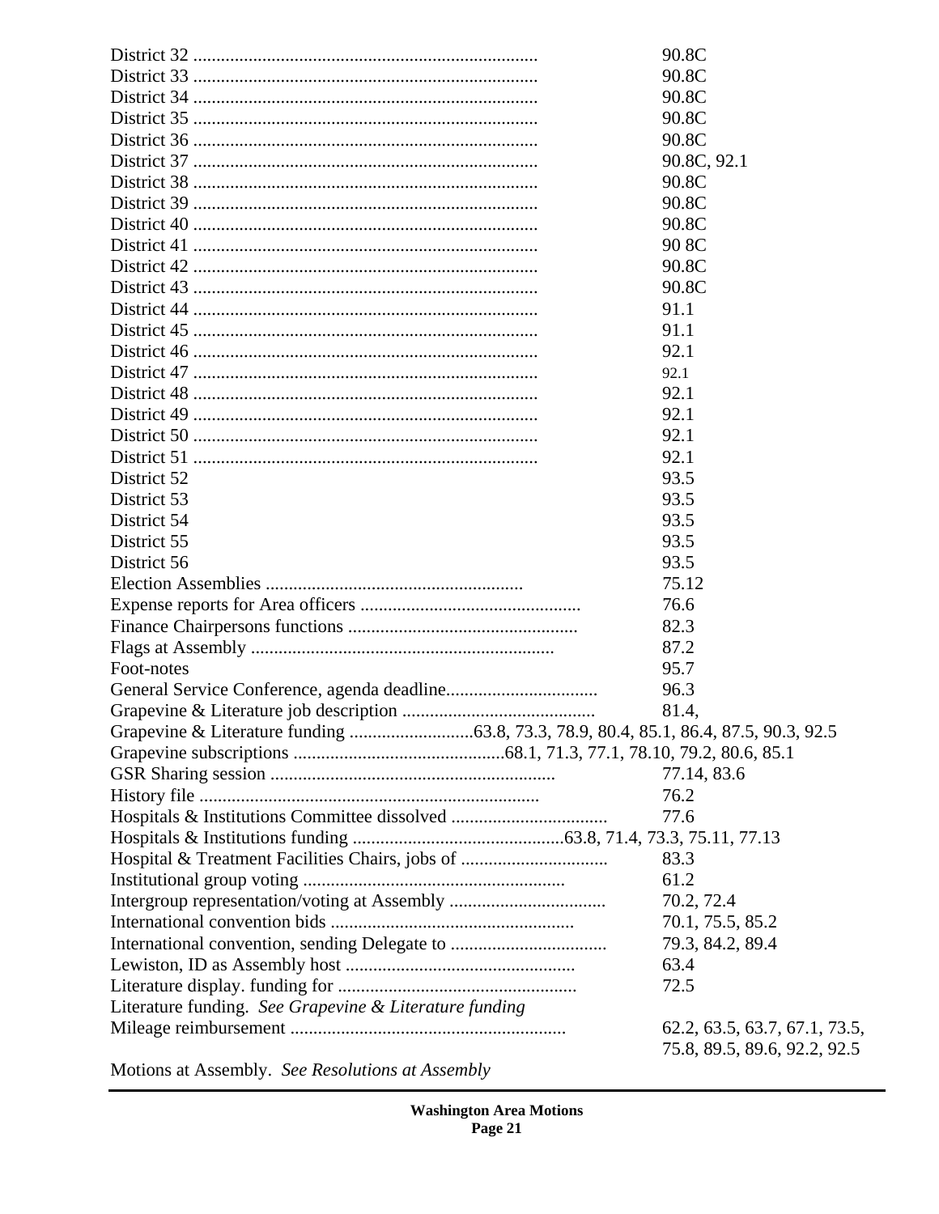| | |
|---|---|
| District 32 | 90.8C |
| District 33 | 90.8C |
| District 34 | 90.8C |
| District 35 | 90.8C |
| District 36 | 90.8C |
| District 37 | 90.8C, 92.1 |
| District 38 | 90.8C |
| District 39 | 90.8C |
| District 40 | 90.8C |
| District 41 | 90 8C |
| District 42 | 90.8C |
| District 43 | 90.8C |
| District 44 | 91.1 |
| District 45 | 91.1 |
| District 46 | 92.1 |
| District 47 | 92.1 |
| District 48 | 92.1 |
| District 49 | 92.1 |
| District 50 | 92.1 |
| District 51 | 92.1 |
| District 52 | 93.5 |
| District 53 | 93.5 |
| District 54 | 93.5 |
| District 55 | 93.5 |
| District 56 | 93.5 |
| Election Assemblies | 75.12 |
| Expense reports for Area officers | 76.6 |
| Finance Chairpersons functions | 82.3 |
| Flags at Assembly | 87.2 |
| Foot-notes | 95.7 |
| General Service Conference, agenda deadline | 96.3 |
| Grapevine & Literature job description | 81.4, |
| Grapevine & Literature funding | 63.8, 73.3, 78.9, 80.4, 85.1, 86.4, 87.5, 90.3, 92.5 |
| Grapevine subscriptions | 68.1, 71.3, 77.1, 78.10, 79.2, 80.6, 85.1 |
| GSR Sharing session | 77.14, 83.6 |
| History file | 76.2 |
| Hospitals & Institutions Committee dissolved | 77.6 |
| Hospitals & Institutions funding | 63.8, 71.4, 73.3, 75.11, 77.13 |
| Hospital & Treatment Facilities Chairs, jobs of | 83.3 |
| Institutional group voting | 61.2 |
| Intergroup representation/voting at Assembly | 70.2, 72.4 |
| International convention bids | 70.1, 75.5, 85.2 |
| International convention, sending Delegate to | 79.3, 84.2, 89.4 |
| Lewiston, ID as Assembly host | 63.4 |
| Literature display. funding for | 72.5 |
| Literature funding. *See Grapevine & Literature funding* | |
| Mileage reimbursement | 62.2, 63.5, 63.7, 67.1, 73.5, 75.8, 89.5, 89.6, 92.2, 92.5 |
| Motions at Assembly. *See Resolutions at Assembly* | |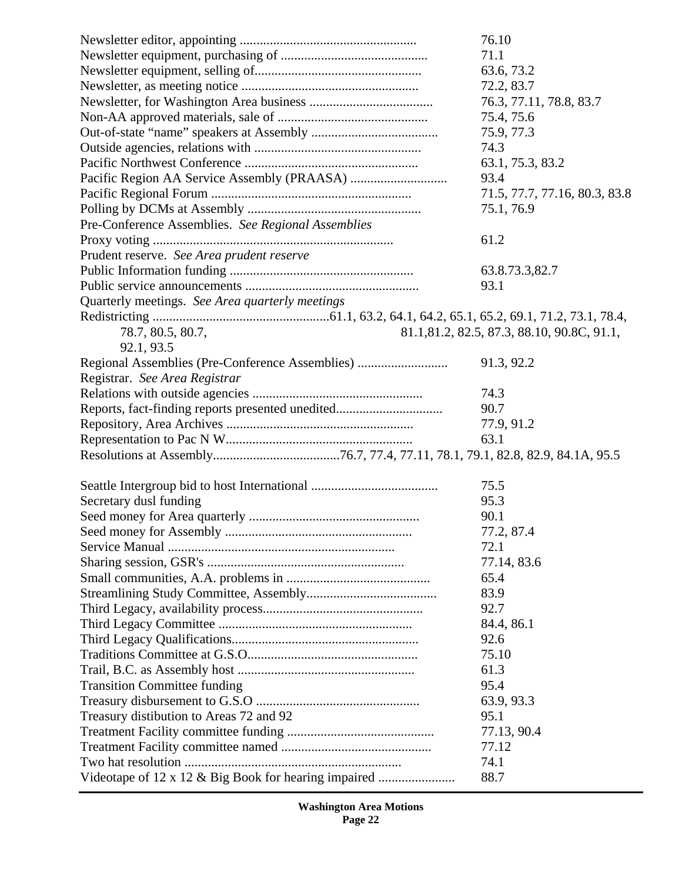| | |
|---|---|
| Newsletter editor, appointing .................................................... | 76.10 |
| Newsletter equipment, purchasing of ........................................... | 71.1 |
| Newsletter equipment, selling of................................................. | 63.6, 73.2 |
| Newsletter, as meeting notice .................................................... | 72.2, 83.7 |
| Newsletter, for Washington Area business ..................................... | 76.3, 77.11, 78.8, 83.7 |
| Non-AA approved materials, sale of ............................................ | 75.4, 75.6 |
| Out-of-state "name" speakers at Assembly ..................................... | 75.9, 77.3 |
| Outside agencies, relations with ................................................. | 74.3 |
| Pacific Northwest Conference ................................................... | 63.1, 75.3, 83.2 |
| Pacific Region AA Service Assembly (PRAASA) ............................. | 93.4 |
| Pacific Regional Forum ........................................................... | 71.5, 77.7, 77.16, 80.3, 83.8 |
| Polling by DCMs at Assembly ................................................... | 75.1, 76.9 |
| Pre-Conference Assemblies. *See Regional Assemblies* | |
| Proxy voting ....................................................................... | 61.2 |
| Prudent reserve. *See Area prudent reserve* | |
| Public Information funding ...................................................... | 63.8.73.3,82.7 |
| Public service announcements ................................................... | 93.1 |
| Quarterly meetings. *See Area quarterly meetings* | |
| Redistricting ....................................................61.1, 63.2, 64.1, 64.2, 65.1, 65.2, 69.1, 71.2, 73.1, 78.4, 78.7, 80.5, 80.7, 81.1,81.2, 82.5, 87.3, 88.10, 90.8C, 91.1, 92.1, 93.5 | |
| Regional Assemblies (Pre-Conference Assemblies) .......................... | 91.3, 92.2 |
| Registrar. *See Area Registrar* | |
| Relations with outside agencies .................................................. | 74.3 |
| Reports, fact-finding reports presented unedited............................... | 90.7 |
| Repository, Area Archives ....................................................... | 77.9, 91.2 |
| Representation to Pac N W....................................................... | 63.1 |
| Resolutions at Assembly.....................................76.7, 77.4, 77.11, 78.1, 79.1, 82.8, 82.9, 84.1A, 95.5 | |
| | |
| Seattle Intergroup bid to host International ..................................... | 75.5 |
| Secretary dusl funding | 95.3 |
| Seed money for Area quarterly .................................................. | 90.1 |
| Seed money for Assembly ....................................................... | 77.2, 87.4 |
| Service Manual ................................................................... | 72.1 |
| Sharing session, GSR's .......................................................... | 77.14, 83.6 |
| Small communities, A.A. problems in .......................................... | 65.4 |
| Streamlining Study Committee, Assembly...................................... | 83.9 |
| Third Legacy, availability process............................................... | 92.7 |
| Third Legacy Committee ......................................................... | 84.4, 86.1 |
| Third Legacy Qualifications....................................................... | 92.6 |
| Traditions Committee at G.S.O.................................................. | 75.10 |
| Trail, B.C. as Assembly host .................................................... | 61.3 |
| Transition Committee funding | 95.4 |
| Treasury disbursement to G.S.O ................................................ | 63.9, 93.3 |
| Treasury distibution to Areas 72 and 92 | 95.1 |
| Treatment Facility committee funding ........................................... | 77.13, 90.4 |
| Treatment Facility committee named ............................................ | 77.12 |
| Two hat resolution ................................................................ | 74.1 |
| Videotape of 12 x 12 & Big Book for hearing impaired ...................... | 88.7 |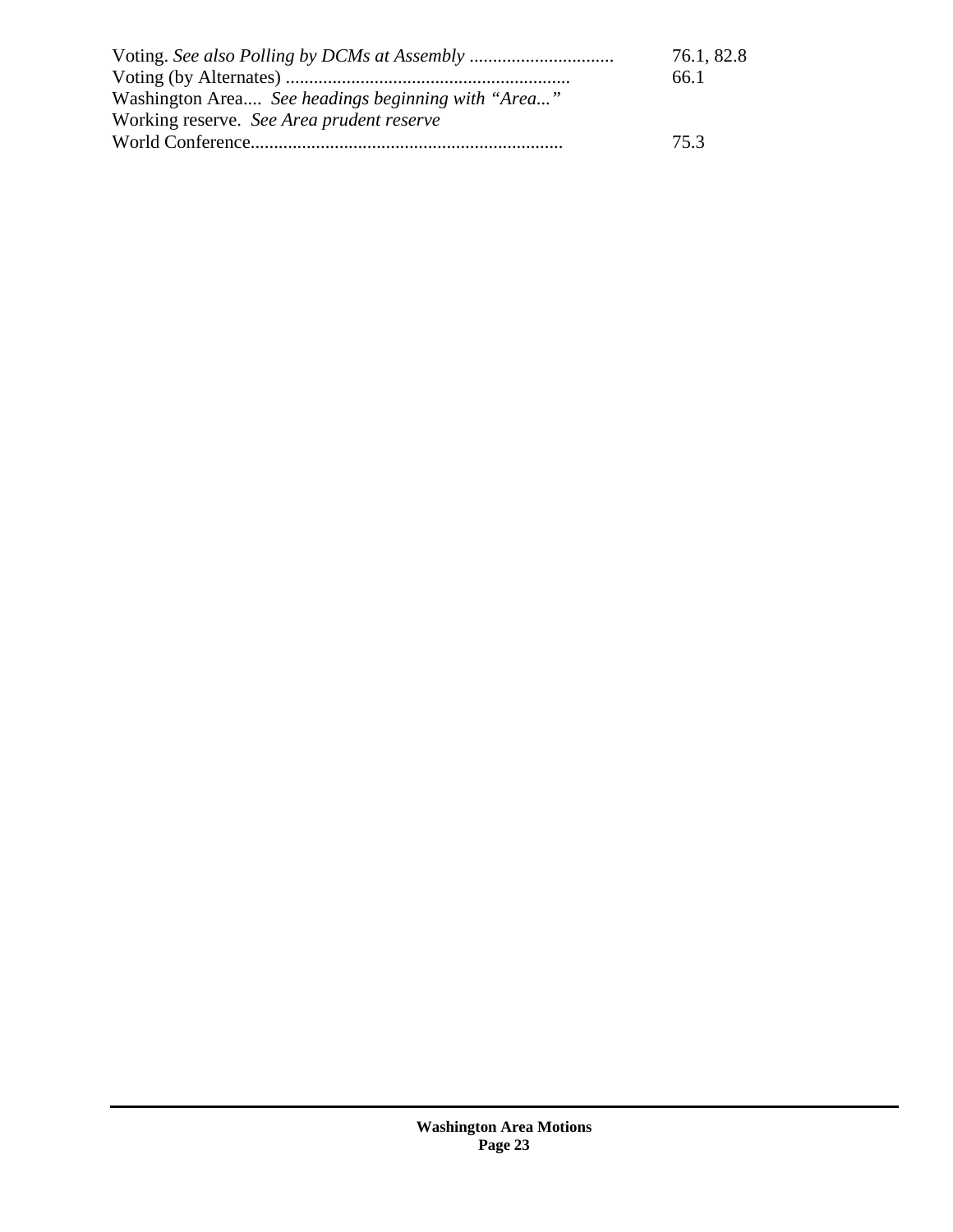Voting. *See also Polling by DCMs at Assembly* .............................. 76.1, 82.8
Voting (by Alternates) ............................................................ 66.1
Washington Area.... *See headings beginning with "Area..."*
Working reserve. *See Area prudent reserve*
World Conference.................................................................. 75.3